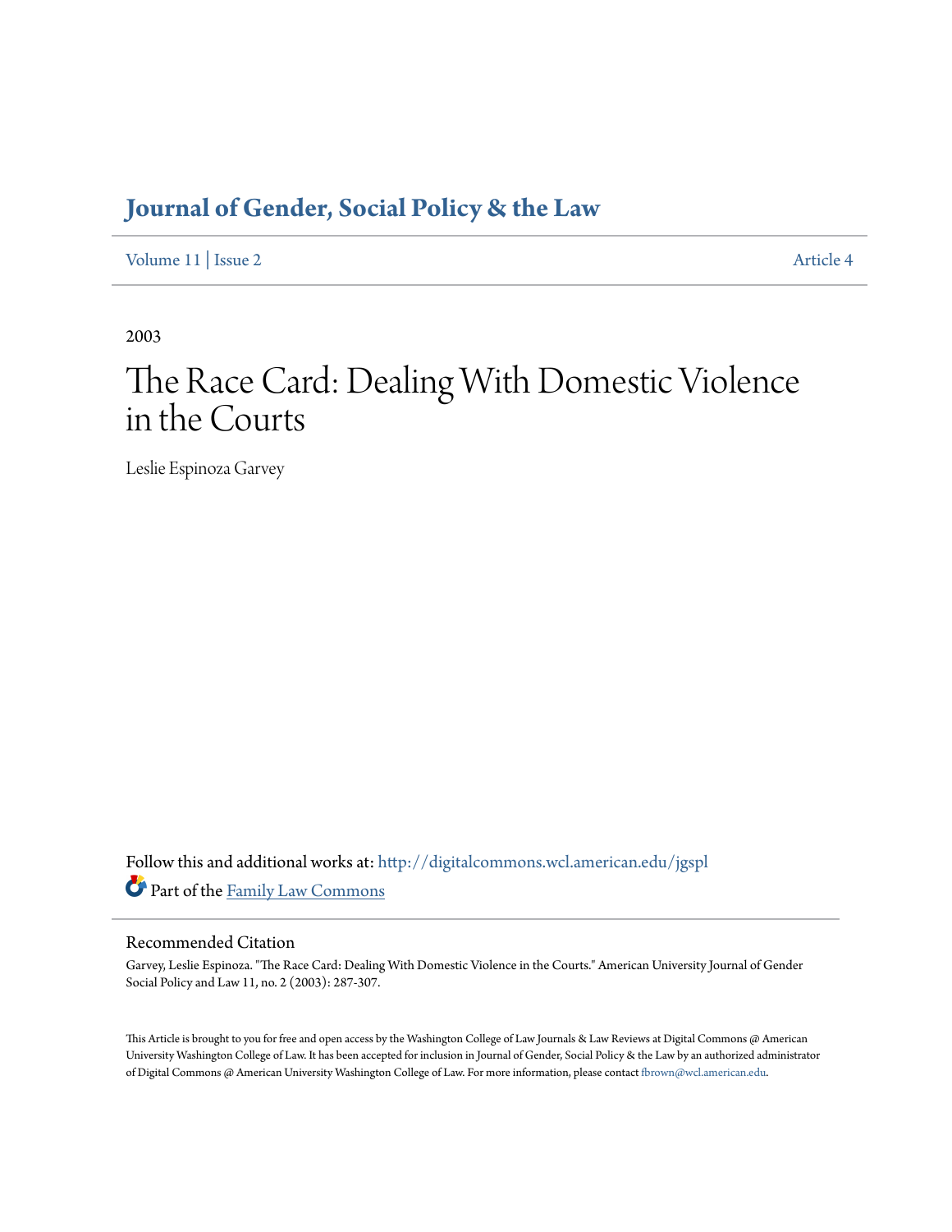# Journal of Gender, Social Policy & the Law

Volume 11 | Issue 2 Article 4

2003

# The Race Card: Dealing With Domestic Violence in the Courts

Leslie Espinoza Garvey

Follow this and additional works at: http://digitalcommons.wcl.american.edu/jgspl

Part of the Family Law Commons

## Recommended Citation

Garvey, Leslie Espinoza. "The Race Card: Dealing With Domestic Violence in the Courts." American University Journal of Gender Social Policy and Law 11, no. 2 (2003): 287-307.

This Article is brought to you for free and open access by the Washington College of Law Journals & Law Reviews at Digital Commons @ American University Washington College of Law. It has been accepted for inclusion in Journal of Gender, Social Policy & the Law by an authorized administrator of Digital Commons @ American University Washington College of Law. For more information, please contact fbrown@wcl.american.edu.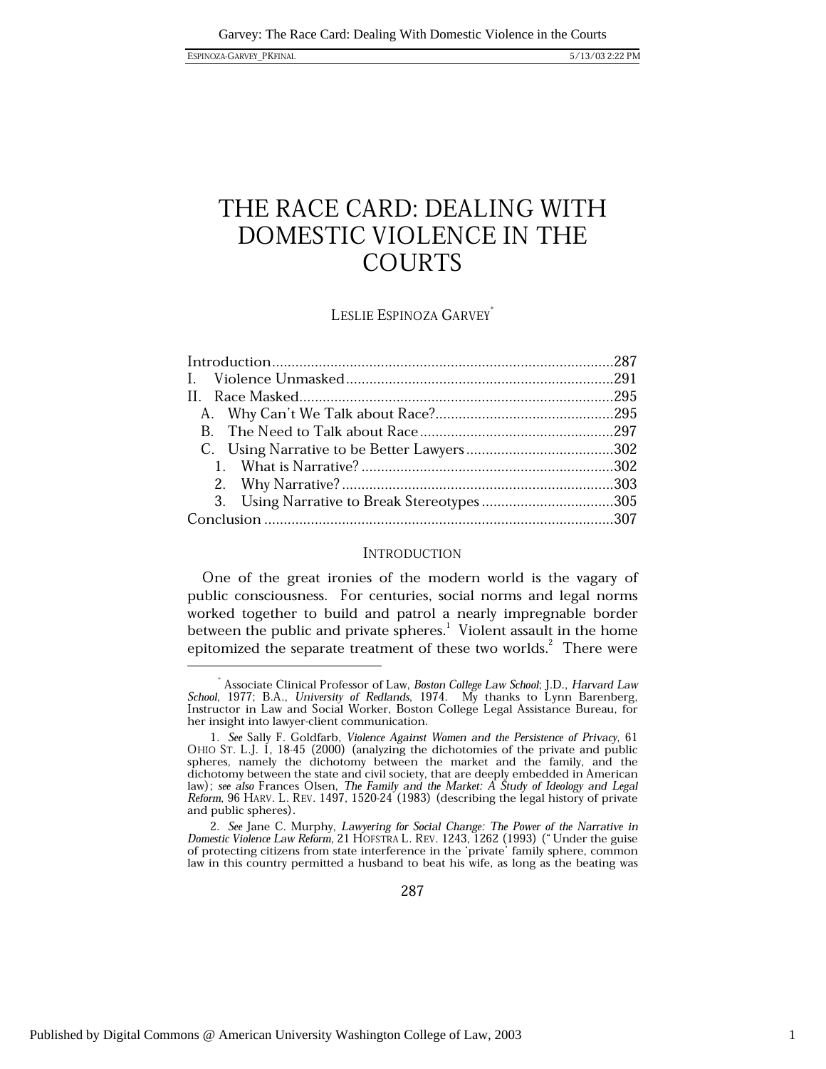# THE RACE CARD: DEALING WITH DOMESTIC VIOLENCE IN THE COURTS

LESLIE ESPINOZA GARVEY*

| | |
|---|---|
| Introduction | 287 |
| I. Violence Unmasked | 291 |
| II. Race Masked | 295 |
| A. Why Can't We Talk about Race? | 295 |
| B. The Need to Talk about Race | 297 |
| C. Using Narrative to be Better Lawyers | 302 |
| 1. What is Narrative? | 302 |
| 2. Why Narrative? | 303 |
| 3. Using Narrative to Break Stereotypes | 305 |
| Conclusion | 307 |

## INTRODUCTION

One of the great ironies of the modern world is the vagary of public consciousness. For centuries, social norms and legal norms worked together to build and patrol a nearly impregnable border between the public and private spheres.[1] Violent assault in the home epitomized the separate treatment of these two worlds.[2] There were

---

\* Associate Clinical Professor of Law, *Boston College Law School*; J.D., *Harvard Law School*, 1977; B.A., *University of Redlands*, 1974. My thanks to Lynn Barenberg, Instructor in Law and Social Worker, Boston College Legal Assistance Bureau, for her insight into lawyer-client communication.

1. *See* Sally F. Goldfarb, *Violence Against Women and the Persistence of Privacy*, 61 OHIO ST. L.J. 1, 18-45 (2000) (analyzing the dichotomies of the private and public spheres, namely the dichotomy between the market and the family, and the dichotomy between the state and civil society, that are deeply embedded in American law); *see also* Frances Olsen, *The Family and the Market: A Study of Ideology and Legal Reform*, 96 HARV. L. REV. 1497, 1520-24 (1983) (describing the legal history of private and public spheres).

2. *See* Jane C. Murphy, *Lawyering for Social Change: The Power of the Narrative in Domestic Violence Law Reform*, 21 HOFSTRA L. REV. 1243, 1262 (1993) ("Under the guise of protecting citizens from state interference in the 'private' family sphere, common law in this country permitted a husband to beat his wife, as long as the beating was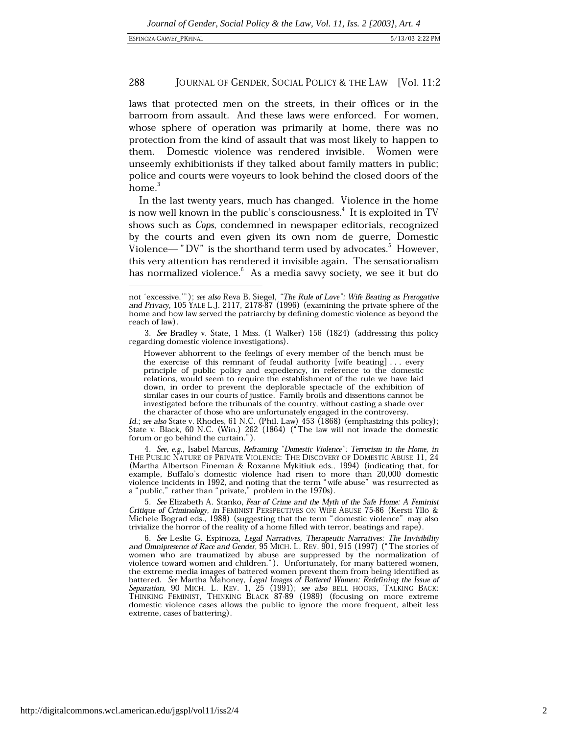laws that protected men on the streets, in their offices or in the barroom from assault. And these laws were enforced. For women, whose sphere of operation was primarily at home, there was no protection from the kind of assault that was most likely to happen to them. Domestic violence was rendered invisible. Women were unseemly exhibitionists if they talked about family matters in public; police and courts were voyeurs to look behind the closed doors of the home.[3]

In the last twenty years, much has changed. Violence in the home is now well known in the public's consciousness.[4] It is exploited in TV shows such as *Cops*, condemned in newspaper editorials, recognized by the courts and even given its own nom de guerre, Domestic Violence— "DV" is the shorthand term used by advocates.[5] However, this very attention has rendered it invisible again. The sensationalism has normalized violence.[6] As a media savvy society, we see it but do

---

not 'excessive.'"); *see also* Reva B. Siegel, *"The Rule of Love": Wife Beating as Prerogative and Privacy*, 105 YALE L.J. 2117, 2178-87 (1996) (examining the private sphere of the home and how law served the patriarchy by defining domestic violence as beyond the reach of law).

3. *See* Bradley v. State, 1 Miss. (1 Walker) 156 (1824) (addressing this policy regarding domestic violence investigations).

> However abhorrent to the feelings of every member of the bench must be the exercise of this remnant of feudal authority [wife beating] . . . every principle of public policy and expediency, in reference to the domestic relations, would seem to require the establishment of the rule we have laid down, in order to prevent the deplorable spectacle of the exhibition of similar cases in our courts of justice. Family broils and dissentions cannot be investigated before the tribunals of the country, without casting a shade over the character of those who are unfortunately engaged in the controversy.

*Id.*; *see also* State v. Rhodes, 61 N.C. (Phil. Law) 453 (1868) (emphasizing this policy); State v. Black, 60 N.C. (Win.) 262 (1864) ("The law will not invade the domestic forum or go behind the curtain.").

4. *See, e.g.*, Isabel Marcus, *Reframing "Domestic Violence": Terrorism in the Home*, *in* THE PUBLIC NATURE OF PRIVATE VIOLENCE: THE DISCOVERY OF DOMESTIC ABUSE 11, 24 (Martha Albertson Fineman & Roxanne Mykitiuk eds., 1994) (indicating that, for example, Buffalo's domestic violence had risen to more than 20,000 domestic violence incidents in 1992, and noting that the term "wife abuse" was resurrected as a "public," rather than "private," problem in the 1970s).

5. *See* Elizabeth A. Stanko, *Fear of Crime and the Myth of the Safe Home: A Feminist Critique of Criminology*, *in* FEMINIST PERSPECTIVES ON WIFE ABUSE 75-86 (Kersti Yllö & Michele Bograd eds., 1988) (suggesting that the term "domestic violence" may also trivialize the horror of the reality of a home filled with terror, beatings and rape).

6. *See* Leslie G. Espinoza, *Legal Narratives, Therapeutic Narratives: The Invisibility and Omnipresence of Race and Gender*, 95 MICH. L. REV. 901, 915 (1997) ("The stories of women who are traumatized by abuse are suppressed by the normalization of violence toward women and children."). Unfortunately, for many battered women, the extreme media images of battered women prevent them from being identified as battered. *See* Martha Mahoney, *Legal Images of Battered Women: Redefining the Issue of Separation*, 90 MICH. L. REV. 1, 25 (1991); *see also* BELL HOOKS, TALKING BACK: THINKING FEMINIST, THINKING BLACK 87-89 (1989) (focusing on more extreme domestic violence cases allows the public to ignore the more frequent, albeit less extreme, cases of battering).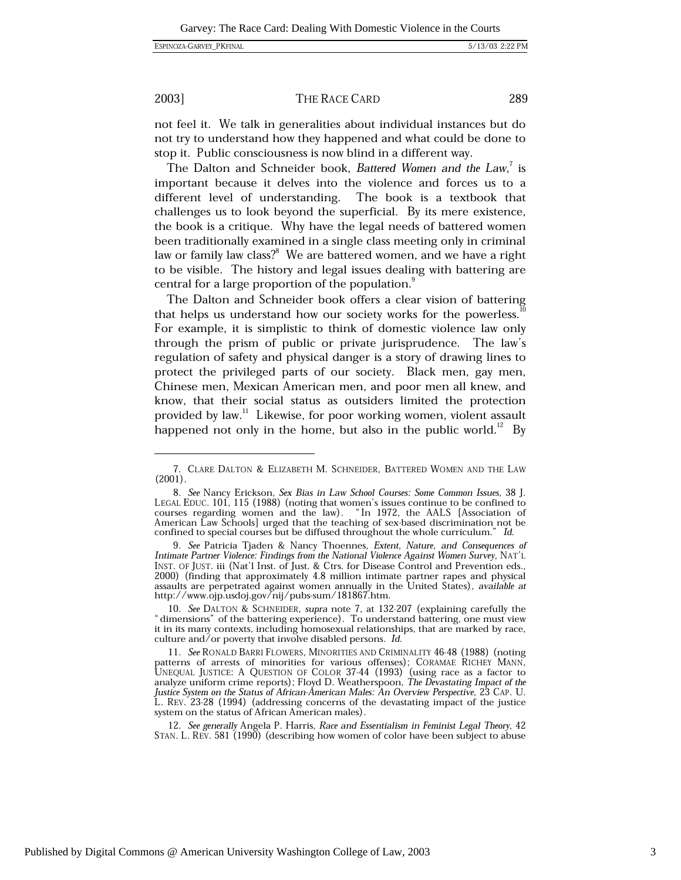not feel it. We talk in generalities about individual instances but do not try to understand how they happened and what could be done to stop it. Public consciousness is now blind in a different way.

The Dalton and Schneider book, *Battered Women and the Law*,[7] is important because it delves into the violence and forces us to a different level of understanding. The book is a textbook that challenges us to look beyond the superficial. By its mere existence, the book is a critique. Why have the legal needs of battered women been traditionally examined in a single class meeting only in criminal law or family law class?[8] We are battered women, and we have a right to be visible. The history and legal issues dealing with battering are central for a large proportion of the population.[9]

The Dalton and Schneider book offers a clear vision of battering that helps us understand how our society works for the powerless.[10] For example, it is simplistic to think of domestic violence law only through the prism of public or private jurisprudence. The law's regulation of safety and physical danger is a story of drawing lines to protect the privileged parts of our society. Black men, gay men, Chinese men, Mexican American men, and poor men all knew, and know, that their social status as outsiders limited the protection provided by law.[11] Likewise, for poor working women, violent assault happened not only in the home, but also in the public world.[12] By

---

7. CLARE DALTON & ELIZABETH M. SCHNEIDER, BATTERED WOMEN AND THE LAW (2001).

8. *See* Nancy Erickson, *Sex Bias in Law School Courses: Some Common Issues*, 38 J. LEGAL EDUC. 101, 115 (1988) (noting that women's issues continue to be confined to courses regarding women and the law). "In 1972, the AALS [Association of American Law Schools] urged that the teaching of sex-based discrimination not be confined to special courses but be diffused throughout the whole curriculum." *Id.*

9. *See* Patricia Tjaden & Nancy Thoennes, *Extent, Nature, and Consequences of Intimate Partner Violence: Findings from the National Violence Against Women Survey*, NAT'L INST. OF JUST. iii (Nat'l Inst. of Just. & Ctrs. for Disease Control and Prevention eds., 2000) (finding that approximately 4.8 million intimate partner rapes and physical assaults are perpetrated against women annually in the United States), *available at* http://www.ojp.usdoj.gov/nij/pubs-sum/181867.htm.

10. *See* DALTON & SCHNEIDER, *supra* note 7, at 132-207 (explaining carefully the "dimensions" of the battering experience). To understand battering, one must view it in its many contexts, including homosexual relationships, that are marked by race, culture and/or poverty that involve disabled persons. *Id.*

11. *See* RONALD BARRI FLOWERS, MINORITIES AND CRIMINALITY 46-48 (1988) (noting patterns of arrests of minorities for various offenses); CORAMAE RICHEY MANN, UNEQUAL JUSTICE: A QUESTION OF COLOR 37-44 (1993) (using race as a factor to analyze uniform crime reports); Floyd D. Weatherspoon, *The Devastating Impact of the Justice System on the Status of African-American Males: An Overview Perspective*, 23 CAP. U. L. REV. 23-28 (1994) (addressing concerns of the devastating impact of the justice system on the status of African American males).

12. *See generally* Angela P. Harris, *Race and Essentialism in Feminist Legal Theory*, 42 STAN. L. REV. 581 (1990) (describing how women of color have been subject to abuse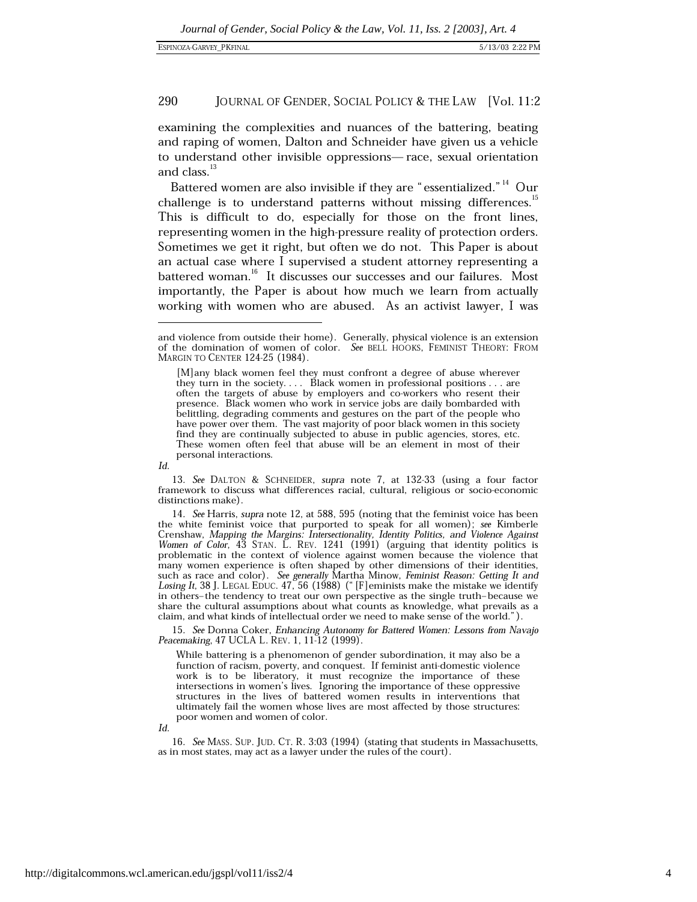examining the complexities and nuances of the battering, beating and raping of women, Dalton and Schneider have given us a vehicle to understand other invisible oppressions— race, sexual orientation and class.[13]

Battered women are also invisible if they are "essentialized."[14] Our challenge is to understand patterns without missing differences.[15] This is difficult to do, especially for those on the front lines, representing women in the high-pressure reality of protection orders. Sometimes we get it right, but often we do not. This Paper is about an actual case where I supervised a student attorney representing a battered woman.[16] It discusses our successes and our failures. Most importantly, the Paper is about how much we learn from actually working with women who are abused. As an activist lawyer, I was

---

and violence from outside their home). Generally, physical violence is an extension of the domination of women of color. *See* BELL HOOKS, FEMINIST THEORY: FROM MARGIN TO CENTER 124-25 (1984).

> [M]any black women feel they must confront a degree of abuse wherever they turn in the society. . . . Black women in professional positions . . . are often the targets of abuse by employers and co-workers who resent their presence. Black women who work in service jobs are daily bombarded with belittling, degrading comments and gestures on the part of the people who have power over them. The vast majority of poor black women in this society find they are continually subjected to abuse in public agencies, stores, etc. These women often feel that abuse will be an element in most of their personal interactions.

*Id.*

13. *See* DALTON & SCHNEIDER, *supra* note 7, at 132-33 (using a four factor framework to discuss what differences racial, cultural, religious or socio-economic distinctions make).

14. *See* Harris, *supra* note 12, at 588, 595 (noting that the feminist voice has been the white feminist voice that purported to speak for all women); *see* Kimberle Crenshaw, *Mapping the Margins: Intersectionality, Identity Politics, and Violence Against Women of Color*, 43 STAN. L. REV. 1241 (1991) (arguing that identity politics is problematic in the context of violence against women because the violence that many women experience is often shaped by other dimensions of their identities, such as race and color). *See generally* Martha Minow, *Feminist Reason: Getting It and Losing It*, 38 J. LEGAL EDUC. 47, 56 (1988) ("[F]eminists make the mistake we identify in others–the tendency to treat our own perspective as the single truth–because we share the cultural assumptions about what counts as knowledge, what prevails as a claim, and what kinds of intellectual order we need to make sense of the world.").

15. *See* Donna Coker, *Enhancing Autonomy for Battered Women: Lessons from Navajo Peacemaking*, 47 UCLA L. REV. 1, 11-12 (1999).

> While battering is a phenomenon of gender subordination, it may also be a function of racism, poverty, and conquest. If feminist anti-domestic violence work is to be liberatory, it must recognize the importance of these intersections in women's lives. Ignoring the importance of these oppressive structures in the lives of battered women results in interventions that ultimately fail the women whose lives are most affected by those structures: poor women and women of color.

*Id.*

16. *See* MASS. SUP. JUD. CT. R. 3:03 (1994) (stating that students in Massachusetts, as in most states, may act as a lawyer under the rules of the court).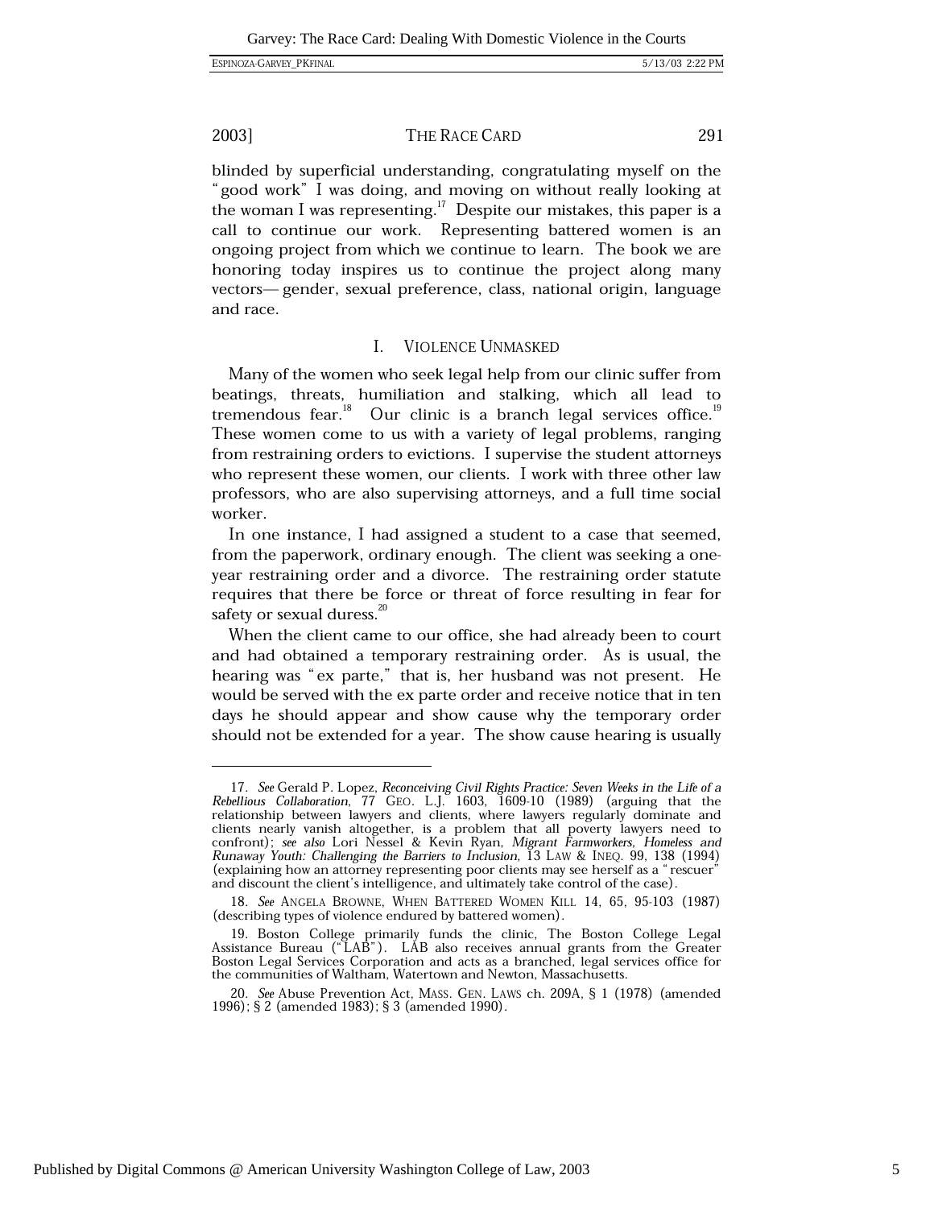blinded by superficial understanding, congratulating myself on the "good work" I was doing, and moving on without really looking at the woman I was representing.[17] Despite our mistakes, this paper is a call to continue our work. Representing battered women is an ongoing project from which we continue to learn. The book we are honoring today inspires us to continue the project along many vectors— gender, sexual preference, class, national origin, language and race.

## I. VIOLENCE UNMASKED

Many of the women who seek legal help from our clinic suffer from beatings, threats, humiliation and stalking, which all lead to tremendous fear.[18] Our clinic is a branch legal services office.[19] These women come to us with a variety of legal problems, ranging from restraining orders to evictions. I supervise the student attorneys who represent these women, our clients. I work with three other law professors, who are also supervising attorneys, and a full time social worker.

In one instance, I had assigned a student to a case that seemed, from the paperwork, ordinary enough. The client was seeking a one-year restraining order and a divorce. The restraining order statute requires that there be force or threat of force resulting in fear for safety or sexual duress.[20]

When the client came to our office, she had already been to court and had obtained a temporary restraining order. As is usual, the hearing was "ex parte," that is, her husband was not present. He would be served with the ex parte order and receive notice that in ten days he should appear and show cause why the temporary order should not be extended for a year. The show cause hearing is usually

---

17. *See* Gerald P. Lopez, *Reconceiving Civil Rights Practice: Seven Weeks in the Life of a Rebellious Collaboration*, 77 GEO. L.J. 1603, 1609-10 (1989) (arguing that the relationship between lawyers and clients, where lawyers regularly dominate and clients nearly vanish altogether, is a problem that all poverty lawyers need to confront); *see also* Lori Nessel & Kevin Ryan, *Migrant Farmworkers, Homeless and Runaway Youth: Challenging the Barriers to Inclusion*, 13 LAW & INEQ. 99, 138 (1994) (explaining how an attorney representing poor clients may see herself as a "rescuer" and discount the client's intelligence, and ultimately take control of the case).

18. *See* ANGELA BROWNE, WHEN BATTERED WOMEN KILL 14, 65, 95-103 (1987) (describing types of violence endured by battered women).

19. Boston College primarily funds the clinic, The Boston College Legal Assistance Bureau ("LAB"). LAB also receives annual grants from the Greater Boston Legal Services Corporation and acts as a branched, legal services office for the communities of Waltham, Watertown and Newton, Massachusetts.

20. *See* Abuse Prevention Act, MASS. GEN. LAWS ch. 209A, § 1 (1978) (amended 1996); § 2 (amended 1983); § 3 (amended 1990).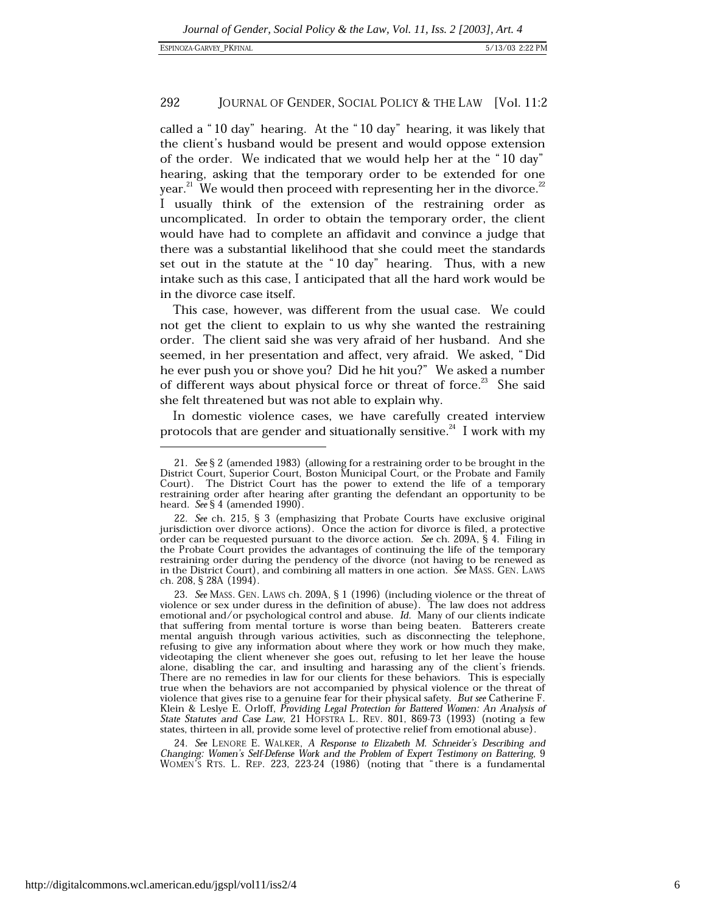called a "10 day" hearing. At the "10 day" hearing, it was likely that the client's husband would be present and would oppose extension of the order. We indicated that we would help her at the "10 day" hearing, asking that the temporary order to be extended for one year.[21] We would then proceed with representing her in the divorce.[22] I usually think of the extension of the restraining order as uncomplicated. In order to obtain the temporary order, the client would have had to complete an affidavit and convince a judge that there was a substantial likelihood that she could meet the standards set out in the statute at the "10 day" hearing. Thus, with a new intake such as this case, I anticipated that all the hard work would be in the divorce case itself.

This case, however, was different from the usual case. We could not get the client to explain to us why she wanted the restraining order. The client said she was very afraid of her husband. And she seemed, in her presentation and affect, very afraid. We asked, "Did he ever push you or shove you? Did he hit you?" We asked a number of different ways about physical force or threat of force.[23] She said she felt threatened but was not able to explain why.

In domestic violence cases, we have carefully created interview protocols that are gender and situationally sensitive.[24] I work with my

---

21. *See* § 2 (amended 1983) (allowing for a restraining order to be brought in the District Court, Superior Court, Boston Municipal Court, or the Probate and Family Court). The District Court has the power to extend the life of a temporary restraining order after hearing after granting the defendant an opportunity to be heard. *See* § 4 (amended 1990).

22. *See* ch. 215, § 3 (emphasizing that Probate Courts have exclusive original jurisdiction over divorce actions). Once the action for divorce is filed, a protective order can be requested pursuant to the divorce action. *See* ch. 209A, § 4. Filing in the Probate Court provides the advantages of continuing the life of the temporary restraining order during the pendency of the divorce (not having to be renewed as in the District Court), and combining all matters in one action. *See* MASS. GEN. LAWS ch. 208, § 28A (1994).

23. *See* MASS. GEN. LAWS ch. 209A, § 1 (1996) (including violence or the threat of violence or sex under duress in the definition of abuse). The law does not address emotional and/or psychological control and abuse. *Id.* Many of our clients indicate that suffering from mental torture is worse than being beaten. Batterers create mental anguish through various activities, such as disconnecting the telephone, refusing to give any information about where they work or how much they make, videotaping the client whenever she goes out, refusing to let her leave the house alone, disabling the car, and insulting and harassing any of the client's friends. There are no remedies in law for our clients for these behaviors. This is especially true when the behaviors are not accompanied by physical violence or the threat of violence that gives rise to a genuine fear for their physical safety. *But see* Catherine F. Klein & Leslye E. Orloff, *Providing Legal Protection for Battered Women: An Analysis of State Statutes and Case Law*, 21 HOFSTRA L. REV. 801, 869-73 (1993) (noting a few states, thirteen in all, provide some level of protective relief from emotional abuse).

24. *See* LENORE E. WALKER, *A Response to Elizabeth M. Schneider's Describing and Changing: Women's Self-Defense Work and the Problem of Expert Testimony on Battering*, 9 WOMEN'S RTS. L. REP. 223, 223-24 (1986) (noting that "there is a fundamental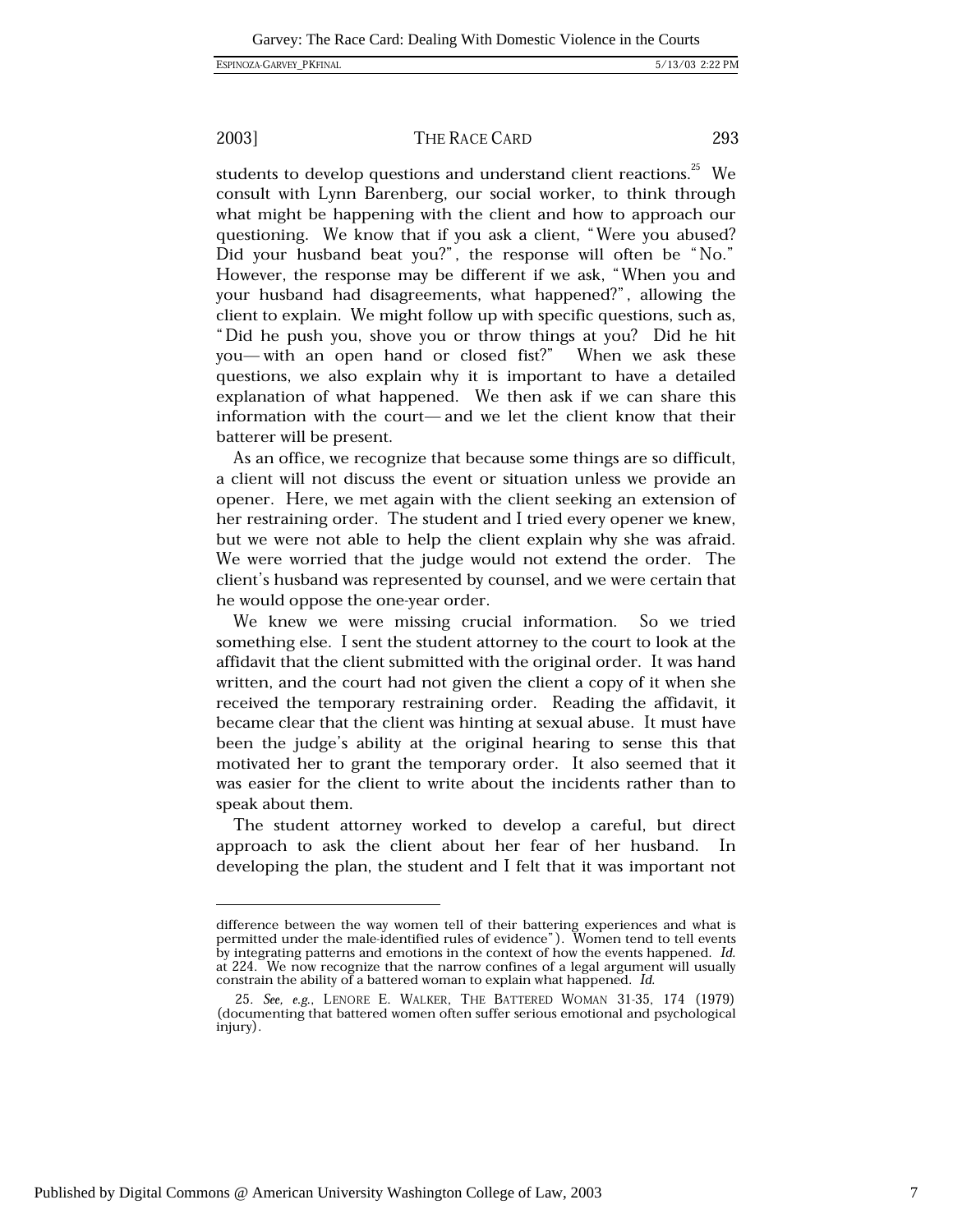students to develop questions and understand client reactions.[25] We consult with Lynn Barenberg, our social worker, to think through what might be happening with the client and how to approach our questioning. We know that if you ask a client, "Were you abused? Did your husband beat you?", the response will often be "No." However, the response may be different if we ask, "When you and your husband had disagreements, what happened?", allowing the client to explain. We might follow up with specific questions, such as, "Did he push you, shove you or throw things at you? Did he hit you—with an open hand or closed fist?" When we ask these questions, we also explain why it is important to have a detailed explanation of what happened. We then ask if we can share this information with the court—and we let the client know that their batterer will be present.

As an office, we recognize that because some things are so difficult, a client will not discuss the event or situation unless we provide an opener. Here, we met again with the client seeking an extension of her restraining order. The student and I tried every opener we knew, but we were not able to help the client explain why she was afraid. We were worried that the judge would not extend the order. The client's husband was represented by counsel, and we were certain that he would oppose the one-year order.

We knew we were missing crucial information. So we tried something else. I sent the student attorney to the court to look at the affidavit that the client submitted with the original order. It was hand written, and the court had not given the client a copy of it when she received the temporary restraining order. Reading the affidavit, it became clear that the client was hinting at sexual abuse. It must have been the judge's ability at the original hearing to sense this that motivated her to grant the temporary order. It also seemed that it was easier for the client to write about the incidents rather than to speak about them.

The student attorney worked to develop a careful, but direct approach to ask the client about her fear of her husband. In developing the plan, the student and I felt that it was important not

---

difference between the way women tell of their battering experiences and what is permitted under the male-identified rules of evidence"). Women tend to tell events by integrating patterns and emotions in the context of how the events happened. *Id.* at 224. We now recognize that the narrow confines of a legal argument will usually constrain the ability of a battered woman to explain what happened. *Id.*

25. *See, e.g.*, LENORE E. WALKER, THE BATTERED WOMAN 31-35, 174 (1979) (documenting that battered women often suffer serious emotional and psychological injury).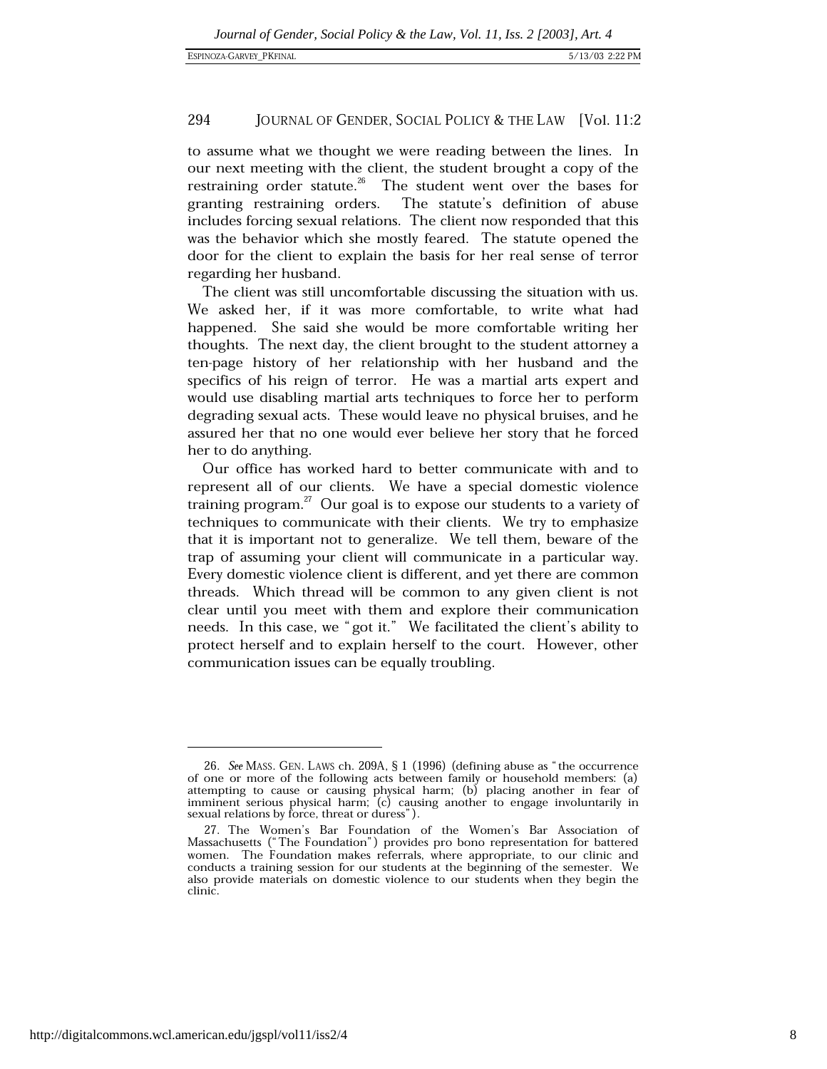to assume what we thought we were reading between the lines. In our next meeting with the client, the student brought a copy of the restraining order statute.[26] The student went over the bases for granting restraining orders. The statute's definition of abuse includes forcing sexual relations. The client now responded that this was the behavior which she mostly feared. The statute opened the door for the client to explain the basis for her real sense of terror regarding her husband.

The client was still uncomfortable discussing the situation with us. We asked her, if it was more comfortable, to write what had happened. She said she would be more comfortable writing her thoughts. The next day, the client brought to the student attorney a ten-page history of her relationship with her husband and the specifics of his reign of terror. He was a martial arts expert and would use disabling martial arts techniques to force her to perform degrading sexual acts. These would leave no physical bruises, and he assured her that no one would ever believe her story that he forced her to do anything.

Our office has worked hard to better communicate with and to represent all of our clients. We have a special domestic violence training program.[27] Our goal is to expose our students to a variety of techniques to communicate with their clients. We try to emphasize that it is important not to generalize. We tell them, beware of the trap of assuming your client will communicate in a particular way. Every domestic violence client is different, and yet there are common threads. Which thread will be common to any given client is not clear until you meet with them and explore their communication needs. In this case, we "got it." We facilitated the client's ability to protect herself and to explain herself to the court. However, other communication issues can be equally troubling.

---

26. *See* MASS. GEN. LAWS ch. 209A, § 1 (1996) (defining abuse as "the occurrence of one or more of the following acts between family or household members: (a) attempting to cause or causing physical harm; (b) placing another in fear of imminent serious physical harm; (c) causing another to engage involuntarily in sexual relations by force, threat or duress").

27. The Women's Bar Foundation of the Women's Bar Association of Massachusetts ("The Foundation") provides pro bono representation for battered women. The Foundation makes referrals, where appropriate, to our clinic and conducts a training session for our students at the beginning of the semester. We also provide materials on domestic violence to our students when they begin the clinic.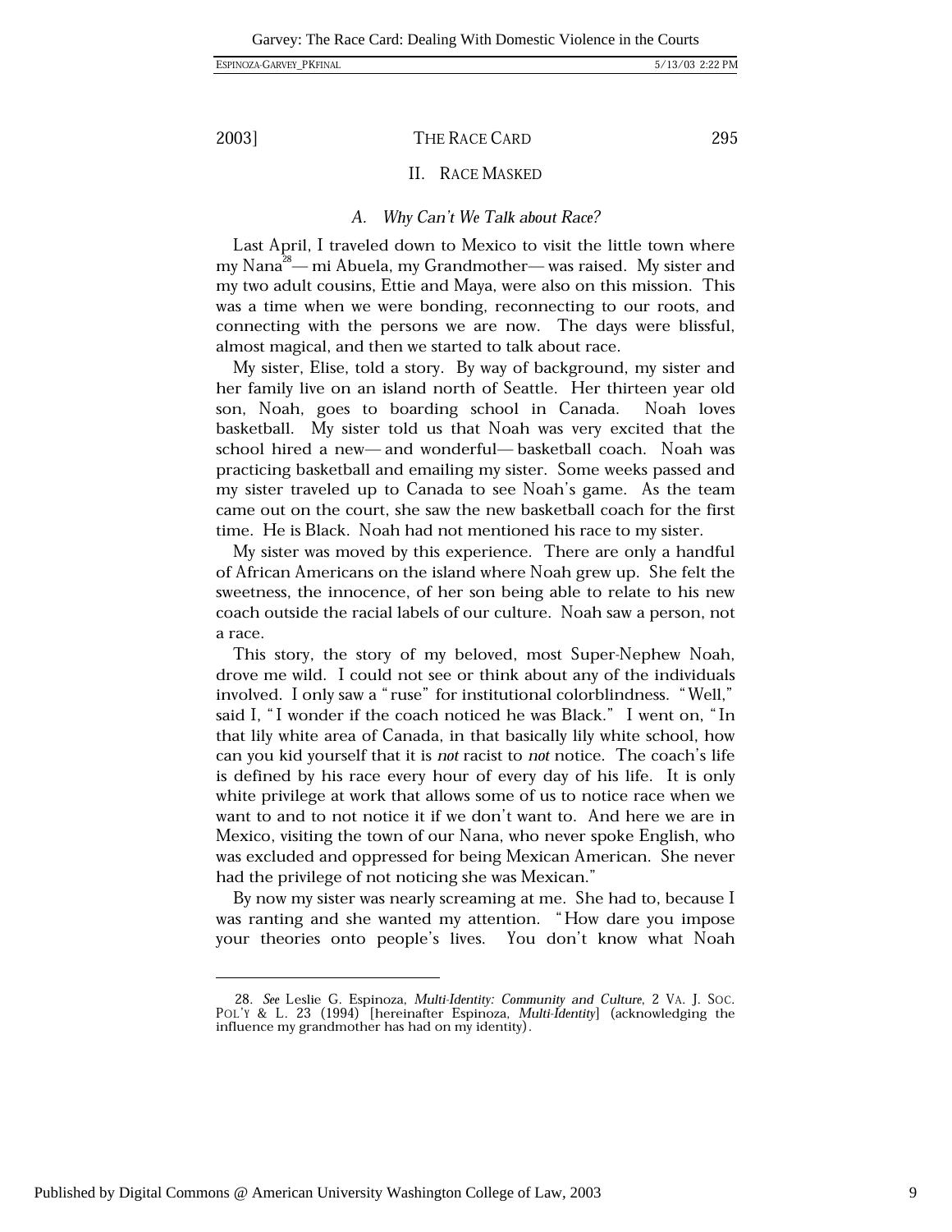## II. RACE MASKED

### A. *Why Can't We Talk about Race?*

Last April, I traveled down to Mexico to visit the little town where my Nana[28]— mi Abuela, my Grandmother— was raised. My sister and my two adult cousins, Ettie and Maya, were also on this mission. This was a time when we were bonding, reconnecting to our roots, and connecting with the persons we are now. The days were blissful, almost magical, and then we started to talk about race.

My sister, Elise, told a story. By way of background, my sister and her family live on an island north of Seattle. Her thirteen year old son, Noah, goes to boarding school in Canada. Noah loves basketball. My sister told us that Noah was very excited that the school hired a new— and wonderful— basketball coach. Noah was practicing basketball and emailing my sister. Some weeks passed and my sister traveled up to Canada to see Noah's game. As the team came out on the court, she saw the new basketball coach for the first time. He is Black. Noah had not mentioned his race to my sister.

My sister was moved by this experience. There are only a handful of African Americans on the island where Noah grew up. She felt the sweetness, the innocence, of her son being able to relate to his new coach outside the racial labels of our culture. Noah saw a person, not a race.

This story, the story of my beloved, most Super-Nephew Noah, drove me wild. I could not see or think about any of the individuals involved. I only saw a "ruse" for institutional colorblindness. "Well," said I, "I wonder if the coach noticed he was Black." I went on, "In that lily white area of Canada, in that basically lily white school, how can you kid yourself that it is *not* racist to *not* notice. The coach's life is defined by his race every hour of every day of his life. It is only white privilege at work that allows some of us to notice race when we want to and to not notice it if we don't want to. And here we are in Mexico, visiting the town of our Nana, who never spoke English, who was excluded and oppressed for being Mexican American. She never had the privilege of not noticing she was Mexican."

By now my sister was nearly screaming at me. She had to, because I was ranting and she wanted my attention. "How dare you impose your theories onto people's lives. You don't know what Noah

---

28. *See* Leslie G. Espinoza, *Multi-Identity: Community and Culture*, 2 VA. J. SOC. POL'Y & L. 23 (1994) [hereinafter Espinoza, *Multi-Identity*] (acknowledging the influence my grandmother has had on my identity).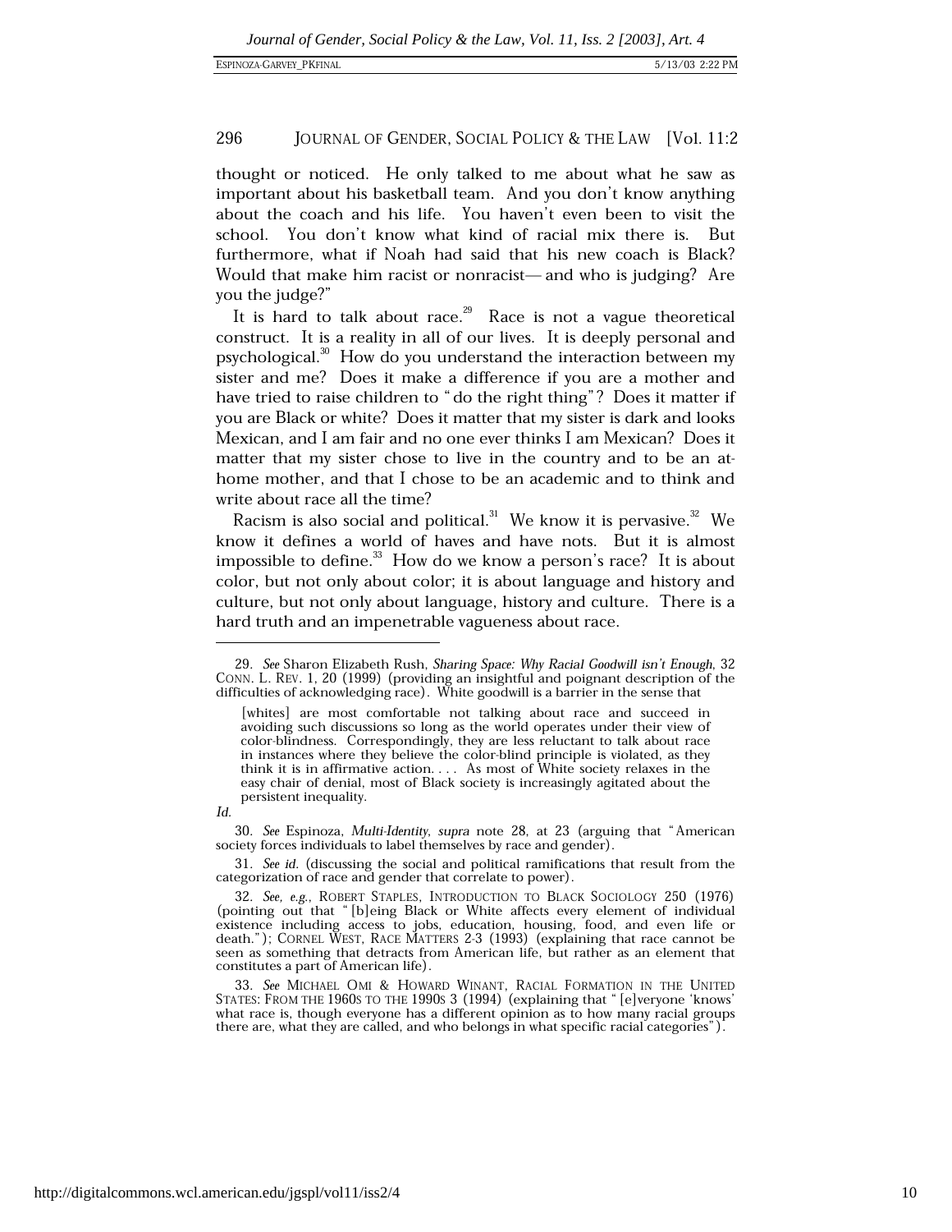thought or noticed. He only talked to me about what he saw as important about his basketball team. And you don't know anything about the coach and his life. You haven't even been to visit the school. You don't know what kind of racial mix there is. But furthermore, what if Noah had said that his new coach is Black? Would that make him racist or nonracist—and who is judging? Are you the judge?"

It is hard to talk about race.[29] Race is not a vague theoretical construct. It is a reality in all of our lives. It is deeply personal and psychological.[30] How do you understand the interaction between my sister and me? Does it make a difference if you are a mother and have tried to raise children to "do the right thing"? Does it matter if you are Black or white? Does it matter that my sister is dark and looks Mexican, and I am fair and no one ever thinks I am Mexican? Does it matter that my sister chose to live in the country and to be an at-home mother, and that I chose to be an academic and to think and write about race all the time?

Racism is also social and political.[31] We know it is pervasive.[32] We know it defines a world of haves and have nots. But it is almost impossible to define.[33] How do we know a person's race? It is about color, but not only about color; it is about language and history and culture, but not only about language, history and culture. There is a hard truth and an impenetrable vagueness about race.

---

29. *See* Sharon Elizabeth Rush, *Sharing Space: Why Racial Goodwill isn't Enough*, 32 CONN. L. REV. 1, 20 (1999) (providing an insightful and poignant description of the difficulties of acknowledging race). White goodwill is a barrier in the sense that

> [whites] are most comfortable not talking about race and succeed in avoiding such discussions so long as the world operates under their view of color-blindness. Correspondingly, they are less reluctant to talk about race in instances where they believe the color-blind principle is violated, as they think it is in affirmative action. . . . As most of White society relaxes in the easy chair of denial, most of Black society is increasingly agitated about the persistent inequality.

*Id.*

30. *See* Espinoza, *Multi-Identity*, *supra* note 28, at 23 (arguing that "American society forces individuals to label themselves by race and gender).

31. *See id.* (discussing the social and political ramifications that result from the categorization of race and gender that correlate to power).

32. *See, e.g.*, ROBERT STAPLES, INTRODUCTION TO BLACK SOCIOLOGY 250 (1976) (pointing out that "[b]eing Black or White affects every element of individual existence including access to jobs, education, housing, food, and even life or death."); CORNEL WEST, RACE MATTERS 2-3 (1993) (explaining that race cannot be seen as something that detracts from American life, but rather as an element that constitutes a part of American life).

33. *See* MICHAEL OMI & HOWARD WINANT, RACIAL FORMATION IN THE UNITED STATES: FROM THE 1960S TO THE 1990S 3 (1994) (explaining that "[e]veryone 'knows' what race is, though everyone has a different opinion as to how many racial groups there are, what they are called, and who belongs in what specific racial categories").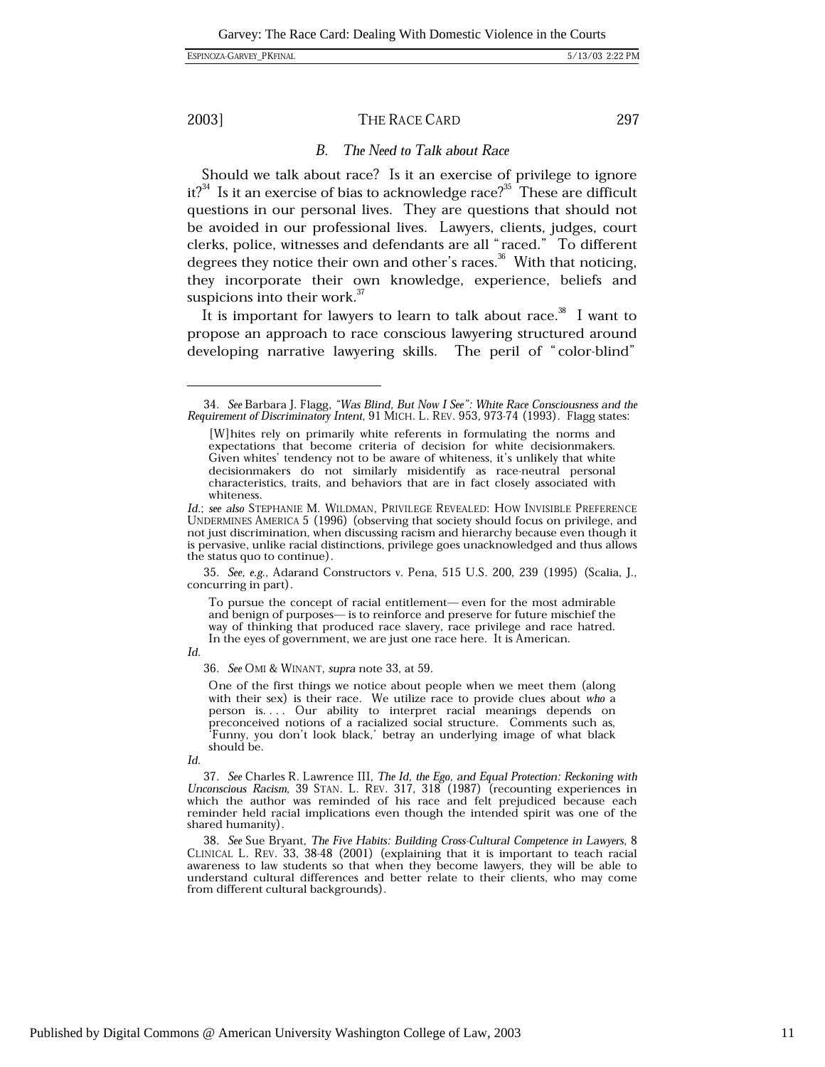### *B. The Need to Talk about Race*

Should we talk about race? Is it an exercise of privilege to ignore it?[34] Is it an exercise of bias to acknowledge race?[35] These are difficult questions in our personal lives. They are questions that should not be avoided in our professional lives. Lawyers, clients, judges, court clerks, police, witnesses and defendants are all "raced." To different degrees they notice their own and other's races.[36] With that noticing, they incorporate their own knowledge, experience, beliefs and suspicions into their work.[37]

It is important for lawyers to learn to talk about race.[38] I want to propose an approach to race conscious lawyering structured around developing narrative lawyering skills. The peril of "color-blind"

---

34. *See* Barbara J. Flagg, *"Was Blind, But Now I See": White Race Consciousness and the Requirement of Discriminatory Intent*, 91 MICH. L. REV. 953, 973-74 (1993). Flagg states:

> [W]hites rely on primarily white referents in formulating the norms and expectations that become criteria of decision for white decisionmakers. Given whites' tendency not to be aware of whiteness, it's unlikely that white decisionmakers do not similarly misidentify as race-neutral personal characteristics, traits, and behaviors that are in fact closely associated with whiteness.

*Id.*; *see also* STEPHANIE M. WILDMAN, PRIVILEGE REVEALED: HOW INVISIBLE PREFERENCE UNDERMINES AMERICA 5 (1996) (observing that society should focus on privilege, and not just discrimination, when discussing racism and hierarchy because even though it is pervasive, unlike racial distinctions, privilege goes unacknowledged and thus allows the status quo to continue).

35. *See, e.g.*, Adarand Constructors v. Pena, 515 U.S. 200, 239 (1995) (Scalia, J., concurring in part).

> To pursue the concept of racial entitlement— even for the most admirable and benign of purposes— is to reinforce and preserve for future mischief the way of thinking that produced race slavery, race privilege and race hatred. In the eyes of government, we are just one race here. It is American.

*Id.*

36. *See* OMI & WINANT, *supra* note 33, at 59.

> One of the first things we notice about people when we meet them (along with their sex) is their race. We utilize race to provide clues about *who* a person is. . . . Our ability to interpret racial meanings depends on preconceived notions of a racialized social structure. Comments such as, 'Funny, you don't look black,' betray an underlying image of what black should be.

*Id.*

37. *See* Charles R. Lawrence III, *The Id, the Ego, and Equal Protection: Reckoning with Unconscious Racism*, 39 STAN. L. REV. 317, 318 (1987) (recounting experiences in which the author was reminded of his race and felt prejudiced because each reminder held racial implications even though the intended spirit was one of the shared humanity).

38. *See* Sue Bryant, *The Five Habits: Building Cross-Cultural Competence in Lawyers*, 8 CLINICAL L. REV. 33, 38-48 (2001) (explaining that it is important to teach racial awareness to law students so that when they become lawyers, they will be able to understand cultural differences and better relate to their clients, who may come from different cultural backgrounds).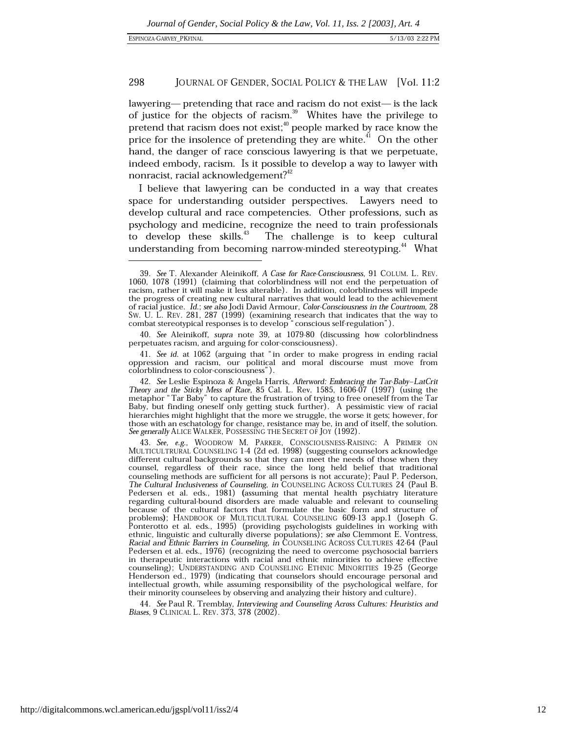lawyering— pretending that race and racism do not exist— is the lack of justice for the objects of racism.[39] Whites have the privilege to pretend that racism does not exist;[40] people marked by race know the price for the insolence of pretending they are white.[41] On the other hand, the danger of race conscious lawyering is that we perpetuate, indeed embody, racism. Is it possible to develop a way to lawyer with nonracist, racial acknowledgement?[42]

I believe that lawyering can be conducted in a way that creates space for understanding outsider perspectives. Lawyers need to develop cultural and race competencies. Other professions, such as psychology and medicine, recognize the need to train professionals to develop these skills.[43] The challenge is to keep cultural understanding from becoming narrow-minded stereotyping.[44] What

---

39. *See* T. Alexander Aleinikoff, *A Case for Race-Consciousness*, 91 COLUM. L. REV. 1060, 1078 (1991) (claiming that colorblindness will not end the perpetuation of racism, rather it will make it less alterable). In addition, colorblindness will impede the progress of creating new cultural narratives that would lead to the achievement of racial justice. *Id.*; *see also* Jodi David Armour, *Color-Consciousness in the Courtroom*, 28 SW. U. L. REV. 281, 287 (1999) (examining research that indicates that the way to combat stereotypical responses is to develop "conscious self-regulation").

40. *See* Aleinikoff, *supra* note 39, at 1079-80 (discussing how colorblindness perpetuates racism, and arguing for color-consciousness).

41. *See id.* at 1062 (arguing that "in order to make progress in ending racial oppression and racism, our political and moral discourse must move from colorblindness to color-consciousness").

42. *See* Leslie Espinoza & Angela Harris, *Afterword: Embracing the Tar-Baby–LatCrit Theory and the Sticky Mess of Race*, 85 Cal. L. Rev. 1585, 1606-07 (1997) (using the metaphor "Tar Baby" to capture the frustration of trying to free oneself from the Tar Baby, but finding oneself only getting stuck further). A pessimistic view of racial hierarchies might highlight that the more we struggle, the worse it gets; however, for those with an eschatology for change, resistance may be, in and of itself, the solution. *See generally* ALICE WALKER, POSSESSING THE SECRET OF JOY (1992).

43. *See, e.g.*, WOODROW M. PARKER, CONSCIOUSNESS-RAISING: A PRIMER ON MULTICULTRURAL COUNSELING 1-4 (2d ed. 1998) (suggesting counselors acknowledge different cultural backgrounds so that they can meet the needs of those when they counsel, regardless of their race, since the long held belief that traditional counseling methods are sufficient for all persons is not accurate); Paul P. Pederson, *The Cultural Inclusiveness of Counseling*, *in* COUNSELING ACROSS CULTURES 24 (Paul B. Pedersen et al. eds., 1981) (assuming that mental health psychiatry literature regarding cultural-bound disorders are made valuable and relevant to counseling because of the cultural factors that formulate the basic form and structure of problems); HANDBOOK OF MULTICULTURAL COUNSELING 609-13 app.1 (Joseph G. Ponterotto et al. eds., 1995) (providing psychologists guidelines in working with ethnic, linguistic and culturally diverse populations); *see also* Clemmont E. Vontress, *Racial and Ethnic Barriers in Counseling*, *in* COUNSELING ACROSS CULTURES 42-64 (Paul Pedersen et al. eds., 1976) (recognizing the need to overcome psychosocial barriers in therapeutic interactions with racial and ethnic minorities to achieve effective counseling); UNDERSTANDING AND COUNSELING ETHNIC MINORITIES 19-25 (George Henderson ed., 1979) (indicating that counselors should encourage personal and intellectual growth, while assuming responsibility of the psychological welfare, for their minority counselees by observing and analyzing their history and culture).

44. *See* Paul R. Tremblay, *Interviewing and Counseling Across Cultures: Heuristics and Biases*, 9 CLINICAL L. REV. 373, 378 (2002).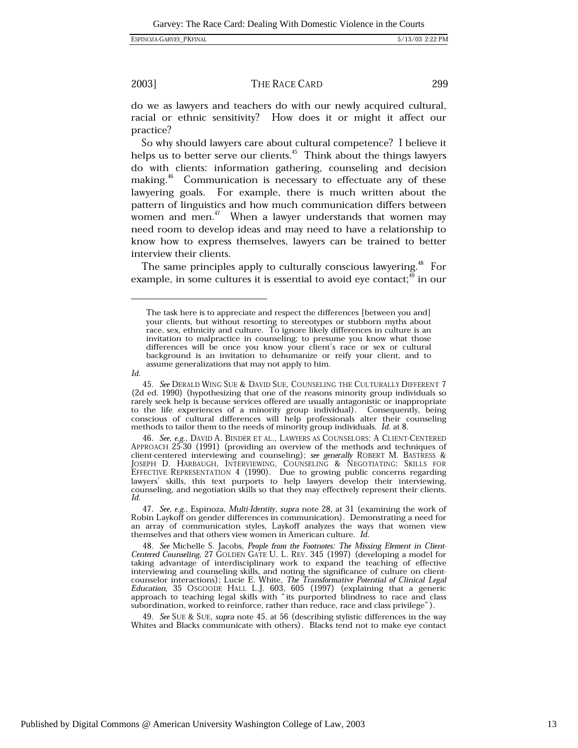do we as lawyers and teachers do with our newly acquired cultural, racial or ethnic sensitivity? How does it or might it affect our practice?

So why should lawyers care about cultural competence? I believe it helps us to better serve our clients.[45] Think about the things lawyers do with clients: information gathering, counseling and decision making.[46] Communication is necessary to effectuate any of these lawyering goals. For example, there is much written about the pattern of linguistics and how much communication differs between women and men.[47] When a lawyer understands that women may need room to develop ideas and may need to have a relationship to know how to express themselves, lawyers can be trained to better interview their clients.

The same principles apply to culturally conscious lawyering.[48] For example, in some cultures it is essential to avoid eye contact;[49] in our

---

> The task here is to appreciate and respect the differences [between you and] your clients, but without resorting to stereotypes or stubborn myths about race, sex, ethnicity and culture. To ignore likely differences in culture is an invitation to malpractice in counseling; to presume you know what those differences will be once you know your client's race or sex or cultural background is an invitation to dehumanize or reify your client, and to assume generalizations that may not apply to him.

*Id.*

45. *See* DERALD WING SUE & DAVID SUE, COUNSELING THE CULTURALLY DIFFERENT 7 (2d ed. 1990) (hypothesizing that one of the reasons minority group individuals so rarely seek help is because services offered are usually antagonistic or inappropriate to the life experiences of a minority group individual). Consequently, being conscious of cultural differences will help professionals alter their counseling methods to tailor them to the needs of minority group individuals. *Id.* at 8.

46. *See, e.g.*, DAVID A. BINDER ET AL., LAWYERS AS COUNSELORS: A CLIENT-CENTERED APPROACH 25-30 (1991) (providing an overview of the methods and techniques of client-centered interviewing and counseling); *see generally* ROBERT M. BASTRESS & JOSEPH D. HARBAUGH, INTERVIEWING, COUNSELING & NEGOTIATING: SKILLS FOR EFFECTIVE REPRESENTATION 4 (1990). Due to growing public concerns regarding lawyers' skills, this text purports to help lawyers develop their interviewing, counseling, and negotiation skills so that they may effectively represent their clients. *Id.*

47. *See, e.g.*, Espinoza, *Multi-Identity*, *supra* note 28, at 31 (examining the work of Robin Laykoff on gender differences in communication). Demonstrating a need for an array of communication styles, Laykoff analyzes the ways that women view themselves and that others view women in American culture. *Id.*

48. *See* Michelle S. Jacobs, *People from the Footnotes: The Missing Element in Client-Centered Counseling*, 27 GOLDEN GATE U. L. REV. 345 (1997) (developing a model for taking advantage of interdisciplinary work to expand the teaching of effective interviewing and counseling skills, and noting the significance of culture on client-counselor interactions); Lucie E. White, *The Transformative Potential of Clinical Legal Education*, 35 OSGOODE HALL L.J. 603, 605 (1997) (explaining that a generic approach to teaching legal skills with "its purported blindness to race and class subordination, worked to reinforce, rather than reduce, race and class privilege").

49. *See* SUE & SUE, *supra* note 45, at 56 (describing stylistic differences in the way Whites and Blacks communicate with others). Blacks tend not to make eye contact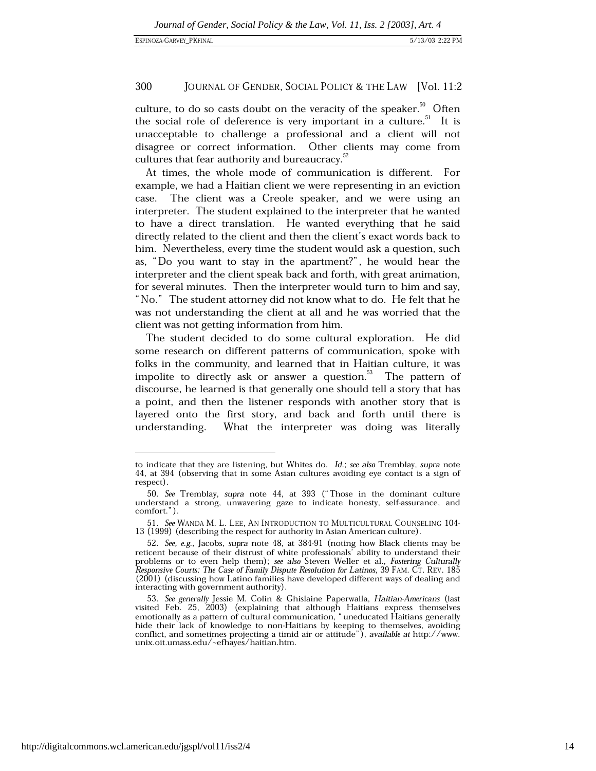culture, to do so casts doubt on the veracity of the speaker.[50] Often the social role of deference is very important in a culture.[51] It is unacceptable to challenge a professional and a client will not disagree or correct information. Other clients may come from cultures that fear authority and bureaucracy.[52]

At times, the whole mode of communication is different. For example, we had a Haitian client we were representing in an eviction case. The client was a Creole speaker, and we were using an interpreter. The student explained to the interpreter that he wanted to have a direct translation. He wanted everything that he said directly related to the client and then the client's exact words back to him. Nevertheless, every time the student would ask a question, such as, "Do you want to stay in the apartment?", he would hear the interpreter and the client speak back and forth, with great animation, for several minutes. Then the interpreter would turn to him and say, "No." The student attorney did not know what to do. He felt that he was not understanding the client at all and he was worried that the client was not getting information from him.

The student decided to do some cultural exploration. He did some research on different patterns of communication, spoke with folks in the community, and learned that in Haitian culture, it was impolite to directly ask or answer a question.[53] The pattern of discourse, he learned is that generally one should tell a story that has a point, and then the listener responds with another story that is layered onto the first story, and back and forth until there is understanding. What the interpreter was doing was literally

---

to indicate that they are listening, but Whites do. *Id.*; *see also* Tremblay, *supra* note 44, at 394 (observing that in some Asian cultures avoiding eye contact is a sign of respect).

50. *See* Tremblay, *supra* note 44, at 393 ("Those in the dominant culture understand a strong, unwavering gaze to indicate honesty, self-assurance, and comfort.").

51. *See* WANDA M. L. LEE, AN INTRODUCTION TO MULTICULTURAL COUNSELING 104-13 (1999) (describing the respect for authority in Asian American culture).

52. *See, e.g.*, Jacobs, *supra* note 48, at 384-91 (noting how Black clients may be reticent because of their distrust of white professionals' ability to understand their problems or to even help them); *see also* Steven Weller et al., *Fostering Culturally Responsive Courts: The Case of Family Dispute Resolution for Latinos*, 39 FAM. CT. REV. 185 (2001) (discussing how Latino families have developed different ways of dealing and interacting with government authority).

53. *See generally* Jessie M. Colin & Ghislaine Paperwalla, *Haitian-Americans* (last visited Feb. 25, 2003) (explaining that although Haitians express themselves emotionally as a pattern of cultural communication, "uneducated Haitians generally hide their lack of knowledge to non-Haitians by keeping to themselves, avoiding conflict, and sometimes projecting a timid air or attitude"), *available at* http://www.unix.oit.umass.edu/~efhayes/haitian.htm.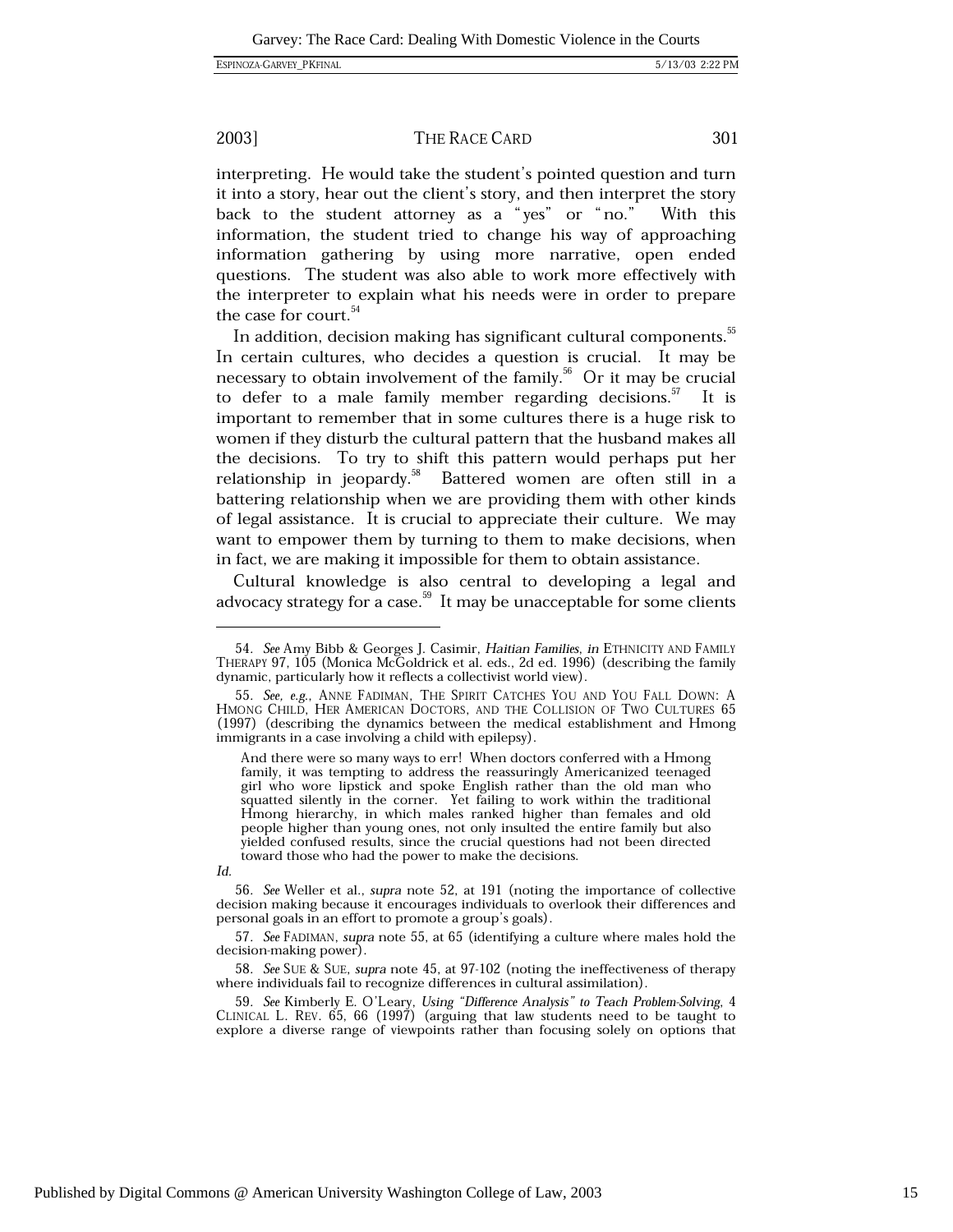interpreting. He would take the student's pointed question and turn it into a story, hear out the client's story, and then interpret the story back to the student attorney as a "yes" or "no." With this information, the student tried to change his way of approaching information gathering by using more narrative, open ended questions. The student was also able to work more effectively with the interpreter to explain what his needs were in order to prepare the case for court.[54]

In addition, decision making has significant cultural components.[55] In certain cultures, who decides a question is crucial. It may be necessary to obtain involvement of the family.[56] Or it may be crucial to defer to a male family member regarding decisions.[57] It is important to remember that in some cultures there is a huge risk to women if they disturb the cultural pattern that the husband makes all the decisions. To try to shift this pattern would perhaps put her relationship in jeopardy.[58] Battered women are often still in a battering relationship when we are providing them with other kinds of legal assistance. It is crucial to appreciate their culture. We may want to empower them by turning to them to make decisions, when in fact, we are making it impossible for them to obtain assistance.

Cultural knowledge is also central to developing a legal and advocacy strategy for a case.[59] It may be unacceptable for some clients

---

54. *See* Amy Bibb & Georges J. Casimir, *Haitian Families*, *in* ETHNICITY AND FAMILY THERAPY 97, 105 (Monica McGoldrick et al. eds., 2d ed. 1996) (describing the family dynamic, particularly how it reflects a collectivist world view).

55. *See, e.g.*, ANNE FADIMAN, THE SPIRIT CATCHES YOU AND YOU FALL DOWN: A HMONG CHILD, HER AMERICAN DOCTORS, AND THE COLLISION OF TWO CULTURES 65 (1997) (describing the dynamics between the medical establishment and Hmong immigrants in a case involving a child with epilepsy).

> And there were so many ways to err! When doctors conferred with a Hmong family, it was tempting to address the reassuringly Americanized teenaged girl who wore lipstick and spoke English rather than the old man who squatted silently in the corner. Yet failing to work within the traditional Hmong hierarchy, in which males ranked higher than females and old people higher than young ones, not only insulted the entire family but also yielded confused results, since the crucial questions had not been directed toward those who had the power to make the decisions.

*Id.*

56. *See* Weller et al., *supra* note 52, at 191 (noting the importance of collective decision making because it encourages individuals to overlook their differences and personal goals in an effort to promote a group's goals).

57. *See* FADIMAN, *supra* note 55, at 65 (identifying a culture where males hold the decision-making power).

58. *See* SUE & SUE, *supra* note 45, at 97-102 (noting the ineffectiveness of therapy where individuals fail to recognize differences in cultural assimilation).

59. *See* Kimberly E. O'Leary, *Using "Difference Analysis" to Teach Problem-Solving*, 4 CLINICAL L. REV. 65, 66 (1997) (arguing that law students need to be taught to explore a diverse range of viewpoints rather than focusing solely on options that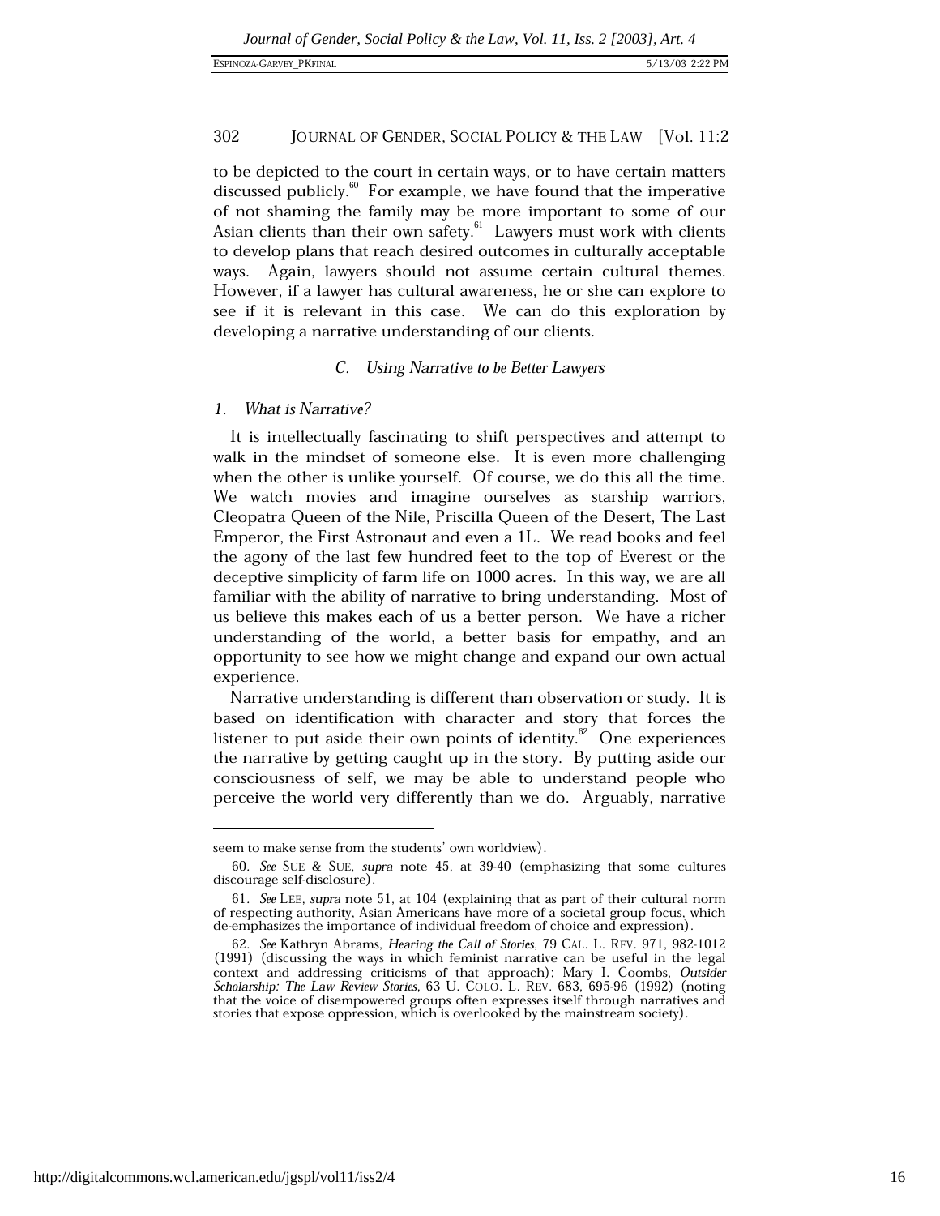to be depicted to the court in certain ways, or to have certain matters discussed publicly.[60] For example, we have found that the imperative of not shaming the family may be more important to some of our Asian clients than their own safety.[61] Lawyers must work with clients to develop plans that reach desired outcomes in culturally acceptable ways. Again, lawyers should not assume certain cultural themes. However, if a lawyer has cultural awareness, he or she can explore to see if it is relevant in this case. We can do this exploration by developing a narrative understanding of our clients.

### *C. Using Narrative to be Better Lawyers*

#### *1. What is Narrative?*

It is intellectually fascinating to shift perspectives and attempt to walk in the mindset of someone else. It is even more challenging when the other is unlike yourself. Of course, we do this all the time. We watch movies and imagine ourselves as starship warriors, Cleopatra Queen of the Nile, Priscilla Queen of the Desert, The Last Emperor, the First Astronaut and even a 1L. We read books and feel the agony of the last few hundred feet to the top of Everest or the deceptive simplicity of farm life on 1000 acres. In this way, we are all familiar with the ability of narrative to bring understanding. Most of us believe this makes each of us a better person. We have a richer understanding of the world, a better basis for empathy, and an opportunity to see how we might change and expand our own actual experience.

Narrative understanding is different than observation or study. It is based on identification with character and story that forces the listener to put aside their own points of identity.[62] One experiences the narrative by getting caught up in the story. By putting aside our consciousness of self, we may be able to understand people who perceive the world very differently than we do. Arguably, narrative

---

seem to make sense from the students' own worldview).

60. *See* SUE & SUE, *supra* note 45, at 39-40 (emphasizing that some cultures discourage self-disclosure).

61. *See* LEE, *supra* note 51, at 104 (explaining that as part of their cultural norm of respecting authority, Asian Americans have more of a societal group focus, which de-emphasizes the importance of individual freedom of choice and expression).

62. *See* Kathryn Abrams, *Hearing the Call of Stories*, 79 CAL. L. REV. 971, 982-1012 (1991) (discussing the ways in which feminist narrative can be useful in the legal context and addressing criticisms of that approach); Mary I. Coombs, *Outsider Scholarship: The Law Review Stories*, 63 U. COLO. L. REV. 683, 695-96 (1992) (noting that the voice of disempowered groups often expresses itself through narratives and stories that expose oppression, which is overlooked by the mainstream society).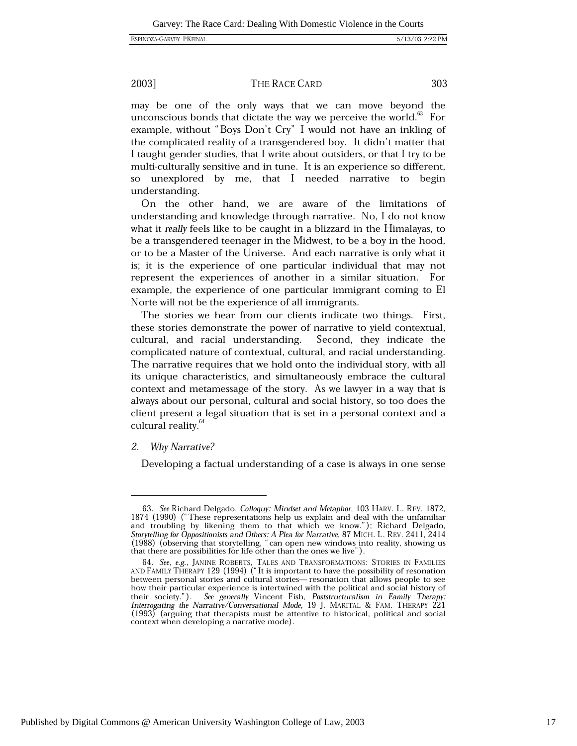may be one of the only ways that we can move beyond the unconscious bonds that dictate the way we perceive the world.[63] For example, without "Boys Don't Cry" I would not have an inkling of the complicated reality of a transgendered boy. It didn't matter that I taught gender studies, that I write about outsiders, or that I try to be multi-culturally sensitive and in tune. It is an experience so different, so unexplored by me, that I needed narrative to begin understanding.

On the other hand, we are aware of the limitations of understanding and knowledge through narrative. No, I do not know what it *really* feels like to be caught in a blizzard in the Himalayas, to be a transgendered teenager in the Midwest, to be a boy in the hood, or to be a Master of the Universe. And each narrative is only what it is; it is the experience of one particular individual that may not represent the experiences of another in a similar situation. For example, the experience of one particular immigrant coming to El Norte will not be the experience of all immigrants.

The stories we hear from our clients indicate two things. First, these stories demonstrate the power of narrative to yield contextual, cultural, and racial understanding. Second, they indicate the complicated nature of contextual, cultural, and racial understanding. The narrative requires that we hold onto the individual story, with all its unique characteristics, and simultaneously embrace the cultural context and metamessage of the story. As we lawyer in a way that is always about our personal, cultural and social history, so too does the client present a legal situation that is set in a personal context and a cultural reality.[64]

### *2. Why Narrative?*

Developing a factual understanding of a case is always in one sense

---

63. *See* Richard Delgado, *Colloquy: Mindset and Metaphor*, 103 HARV. L. REV. 1872, 1874 (1990) ("These representations help us explain and deal with the unfamiliar and troubling by likening them to that which we know."); Richard Delgado, *Storytelling for Oppositionists and Others: A Plea for Narrative*, 87 MICH. L. REV. 2411, 2414 (1988) (observing that storytelling, "can open new windows into reality, showing us that there are possibilities for life other than the ones we live").

64. *See, e.g.*, JANINE ROBERTS, TALES AND TRANSFORMATIONS: STORIES IN FAMILIES AND FAMILY THERAPY 129 (1994) ("It is important to have the possibility of resonation between personal stories and cultural stories—resonation that allows people to see how their particular experience is intertwined with the political and social history of their society."). *See generally* Vincent Fish, *Poststructuralism in Family Therapy: Interrogating the Narrative/Conversational Mode*, 19 J. MARITAL & FAM. THERAPY 221 (1993) (arguing that therapists must be attentive to historical, political and social context when developing a narrative mode).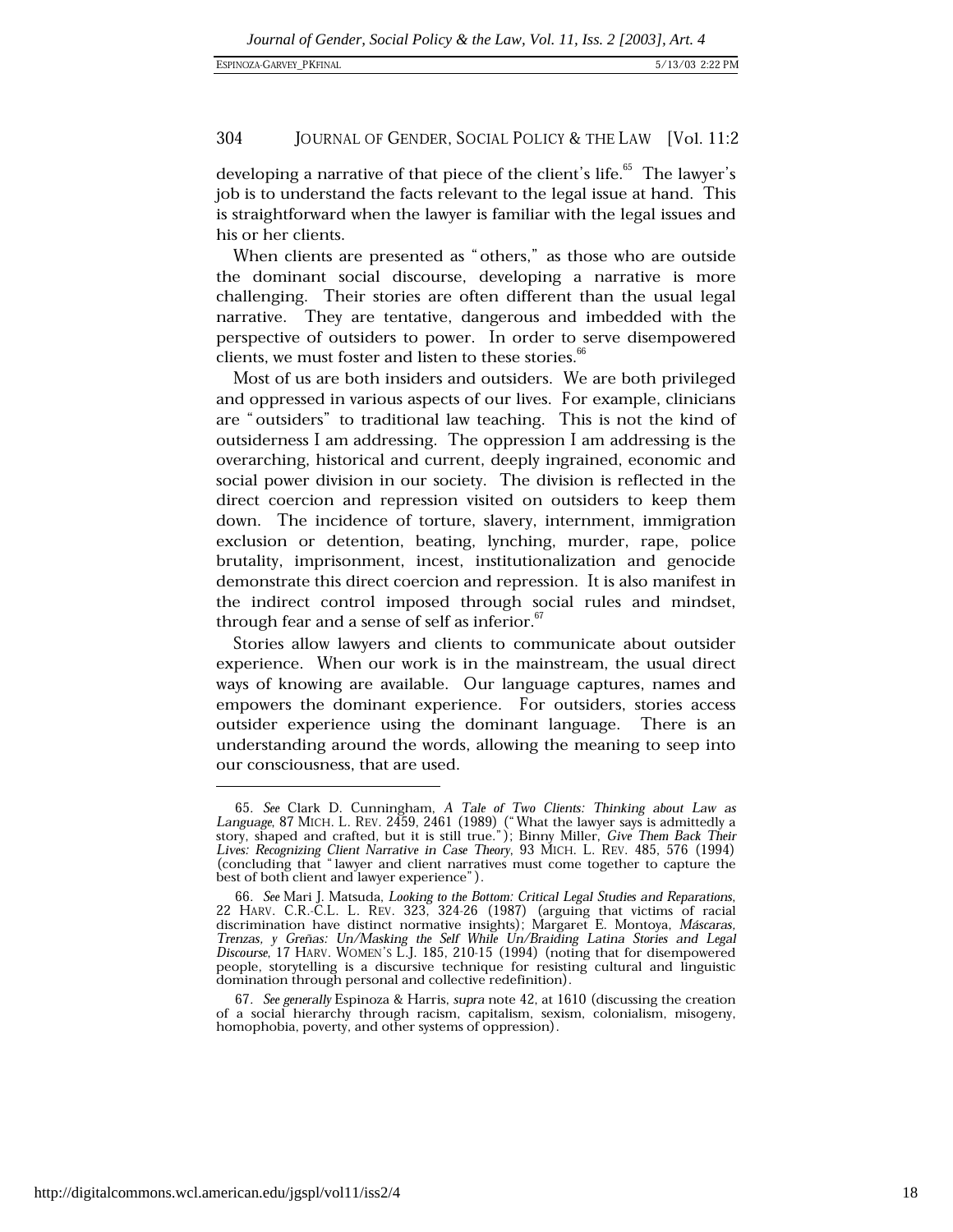developing a narrative of that piece of the client's life.[65] The lawyer's job is to understand the facts relevant to the legal issue at hand. This is straightforward when the lawyer is familiar with the legal issues and his or her clients.

When clients are presented as "others," as those who are outside the dominant social discourse, developing a narrative is more challenging. Their stories are often different than the usual legal narrative. They are tentative, dangerous and imbedded with the perspective of outsiders to power. In order to serve disempowered clients, we must foster and listen to these stories.[66]

Most of us are both insiders and outsiders. We are both privileged and oppressed in various aspects of our lives. For example, clinicians are "outsiders" to traditional law teaching. This is not the kind of outsiderness I am addressing. The oppression I am addressing is the overarching, historical and current, deeply ingrained, economic and social power division in our society. The division is reflected in the direct coercion and repression visited on outsiders to keep them down. The incidence of torture, slavery, internment, immigration exclusion or detention, beating, lynching, murder, rape, police brutality, imprisonment, incest, institutionalization and genocide demonstrate this direct coercion and repression. It is also manifest in the indirect control imposed through social rules and mindset, through fear and a sense of self as inferior.[67]

Stories allow lawyers and clients to communicate about outsider experience. When our work is in the mainstream, the usual direct ways of knowing are available. Our language captures, names and empowers the dominant experience. For outsiders, stories access outsider experience using the dominant language. There is an understanding around the words, allowing the meaning to seep into our consciousness, that are used.

---

65. *See* Clark D. Cunningham, *A Tale of Two Clients: Thinking about Law as Language*, 87 MICH. L. REV. 2459, 2461 (1989) ("What the lawyer says is admittedly a story, shaped and crafted, but it is still true."); Binny Miller, *Give Them Back Their Lives: Recognizing Client Narrative in Case Theory*, 93 MICH. L. REV. 485, 576 (1994) (concluding that "lawyer and client narratives must come together to capture the best of both client and lawyer experience").

66. *See* Mari J. Matsuda, *Looking to the Bottom: Critical Legal Studies and Reparations*, 22 HARV. C.R.-C.L. L. REV. 323, 324-26 (1987) (arguing that victims of racial discrimination have distinct normative insights); Margaret E. Montoya, *Máscaras, Trenzas, y Greñas: Un/Masking the Self While Un/Braiding Latina Stories and Legal Discourse*, 17 HARV. WOMEN'S L.J. 185, 210-15 (1994) (noting that for disempowered people, storytelling is a discursive technique for resisting cultural and linguistic domination through personal and collective redefinition).

67. *See generally* Espinoza & Harris, *supra* note 42, at 1610 (discussing the creation of a social hierarchy through racism, capitalism, sexism, colonialism, misogeny, homophobia, poverty, and other systems of oppression).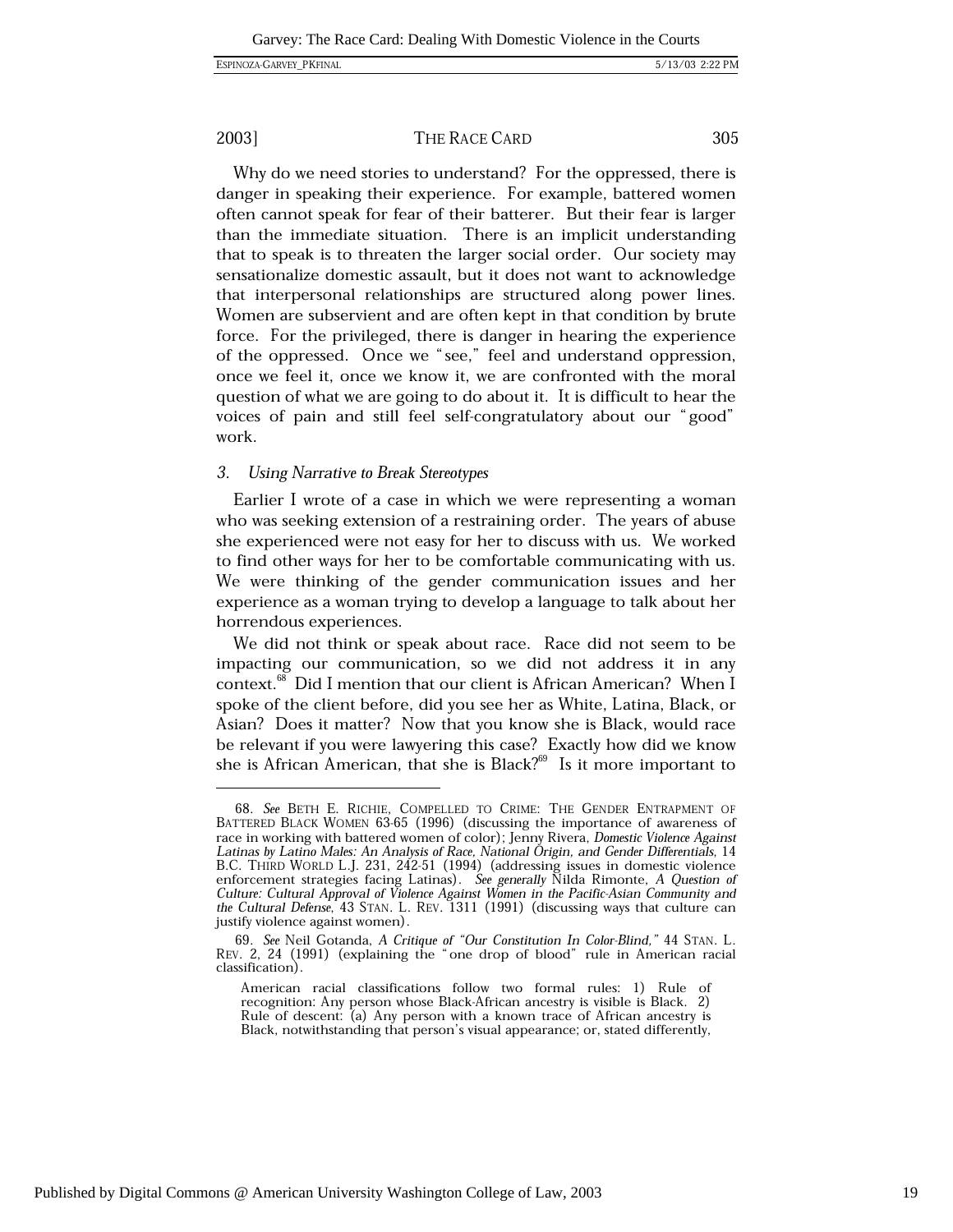Why do we need stories to understand? For the oppressed, there is danger in speaking their experience. For example, battered women often cannot speak for fear of their batterer. But their fear is larger than the immediate situation. There is an implicit understanding that to speak is to threaten the larger social order. Our society may sensationalize domestic assault, but it does not want to acknowledge that interpersonal relationships are structured along power lines. Women are subservient and are often kept in that condition by brute force. For the privileged, there is danger in hearing the experience of the oppressed. Once we "see," feel and understand oppression, once we feel it, once we know it, we are confronted with the moral question of what we are going to do about it. It is difficult to hear the voices of pain and still feel self-congratulatory about our "good" work.

### *3. Using Narrative to Break Stereotypes*

Earlier I wrote of a case in which we were representing a woman who was seeking extension of a restraining order. The years of abuse she experienced were not easy for her to discuss with us. We worked to find other ways for her to be comfortable communicating with us. We were thinking of the gender communication issues and her experience as a woman trying to develop a language to talk about her horrendous experiences.

We did not think or speak about race. Race did not seem to be impacting our communication, so we did not address it in any context.[68] Did I mention that our client is African American? When I spoke of the client before, did you see her as White, Latina, Black, or Asian? Does it matter? Now that you know she is Black, would race be relevant if you were lawyering this case? Exactly how did we know she is African American, that she is Black?[69] Is it more important to

---

68. *See* BETH E. RICHIE, COMPELLED TO CRIME: THE GENDER ENTRAPMENT OF BATTERED BLACK WOMEN 63-65 (1996) (discussing the importance of awareness of race in working with battered women of color); Jenny Rivera, *Domestic Violence Against Latinas by Latino Males: An Analysis of Race, National Origin, and Gender Differentials*, 14 B.C. THIRD WORLD L.J. 231, 242-51 (1994) (addressing issues in domestic violence enforcement strategies facing Latinas). *See generally* Nilda Rimonte, *A Question of Culture: Cultural Approval of Violence Against Women in the Pacific-Asian Community and the Cultural Defense*, 43 STAN. L. REV. 1311 (1991) (discussing ways that culture can justify violence against women).

69. *See* Neil Gotanda, *A Critique of "Our Constitution In Color-Blind,"* 44 STAN. L. REV. 2, 24 (1991) (explaining the "one drop of blood" rule in American racial classification).

> American racial classifications follow two formal rules: 1) Rule of recognition: Any person whose Black-African ancestry is visible is Black. 2) Rule of descent: (a) Any person with a known trace of African ancestry is Black, notwithstanding that person's visual appearance; or, stated differently,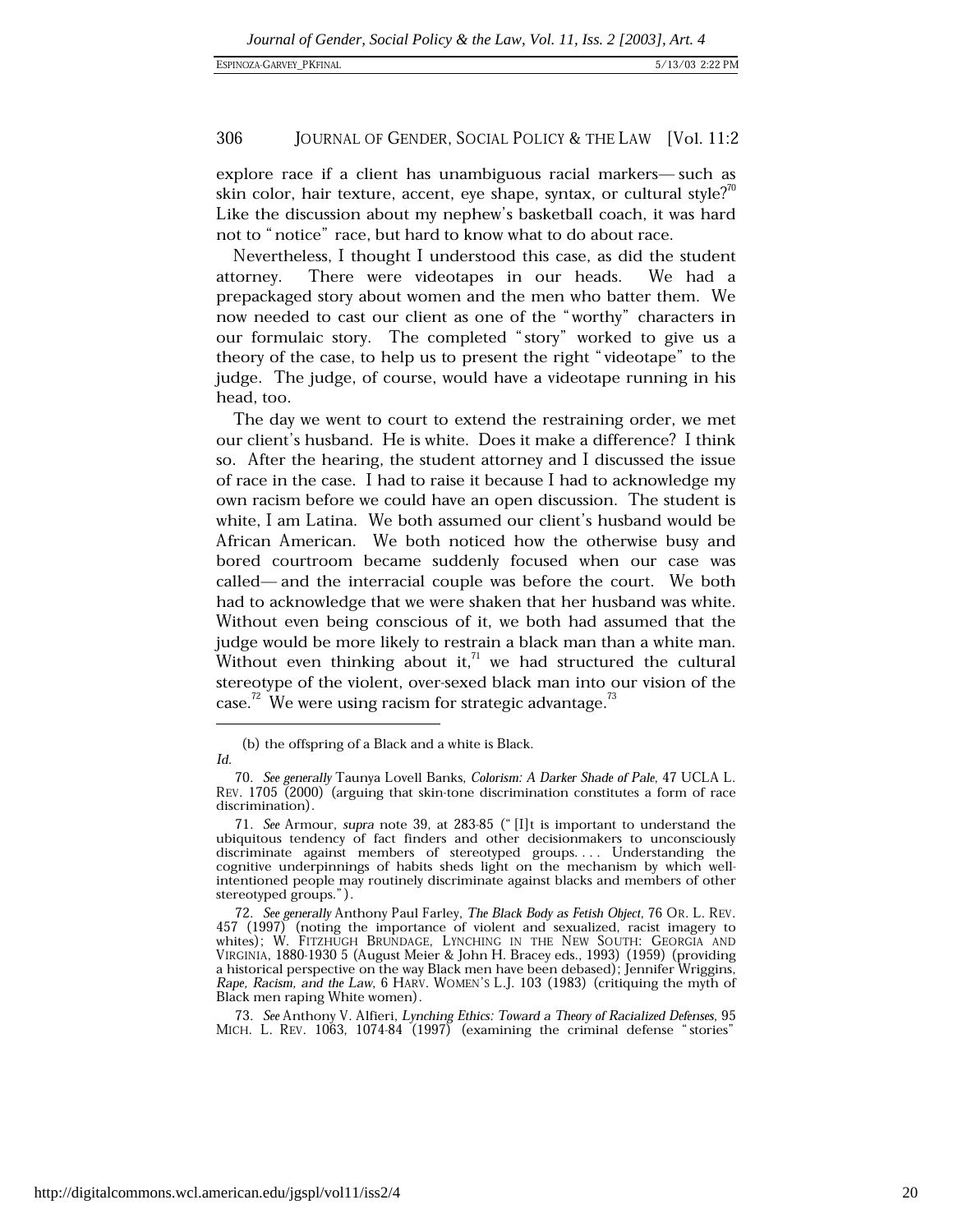explore race if a client has unambiguous racial markers— such as skin color, hair texture, accent, eye shape, syntax, or cultural style?[70] Like the discussion about my nephew's basketball coach, it was hard not to "notice" race, but hard to know what to do about race.

Nevertheless, I thought I understood this case, as did the student attorney. There were videotapes in our heads. We had a prepackaged story about women and the men who batter them. We now needed to cast our client as one of the "worthy" characters in our formulaic story. The completed "story" worked to give us a theory of the case, to help us to present the right "videotape" to the judge. The judge, of course, would have a videotape running in his head, too.

The day we went to court to extend the restraining order, we met our client's husband. He is white. Does it make a difference? I think so. After the hearing, the student attorney and I discussed the issue of race in the case. I had to raise it because I had to acknowledge my own racism before we could have an open discussion. The student is white, I am Latina. We both assumed our client's husband would be African American. We both noticed how the otherwise busy and bored courtroom became suddenly focused when our case was called— and the interracial couple was before the court. We both had to acknowledge that we were shaken that her husband was white. Without even being conscious of it, we both had assumed that the judge would be more likely to restrain a black man than a white man. Without even thinking about it,[71] we had structured the cultural stereotype of the violent, over-sexed black man into our vision of the case.[72] We were using racism for strategic advantage.[73]

---

(b) the offspring of a Black and a white is Black.

*Id.*

70. *See generally* Taunya Lovell Banks, *Colorism: A Darker Shade of Pale*, 47 UCLA L. REV. 1705 (2000) (arguing that skin-tone discrimination constitutes a form of race discrimination).

71. *See* Armour, *supra* note 39, at 283-85 ("[I]t is important to understand the ubiquitous tendency of fact finders and other decisionmakers to unconsciously discriminate against members of stereotyped groups. . . . Understanding the cognitive underpinnings of habits sheds light on the mechanism by which well-intentioned people may routinely discriminate against blacks and members of other stereotyped groups.").

72. *See generally* Anthony Paul Farley, *The Black Body as Fetish Object*, 76 OR. L. REV. 457 (1997) (noting the importance of violent and sexualized, racist imagery to whites); W. FITZHUGH BRUNDAGE, LYNCHING IN THE NEW SOUTH: GEORGIA AND VIRGINIA, 1880-1930 5 (August Meier & John H. Bracey eds., 1993) (1959) (providing a historical perspective on the way Black men have been debased); Jennifer Wriggins, *Rape, Racism, and the Law*, 6 HARV. WOMEN'S L.J. 103 (1983) (critiquing the myth of Black men raping White women).

73. *See* Anthony V. Alfieri, *Lynching Ethics: Toward a Theory of Racialized Defenses*, 95 MICH. L. REV. 1063, 1074-84 (1997) (examining the criminal defense "stories"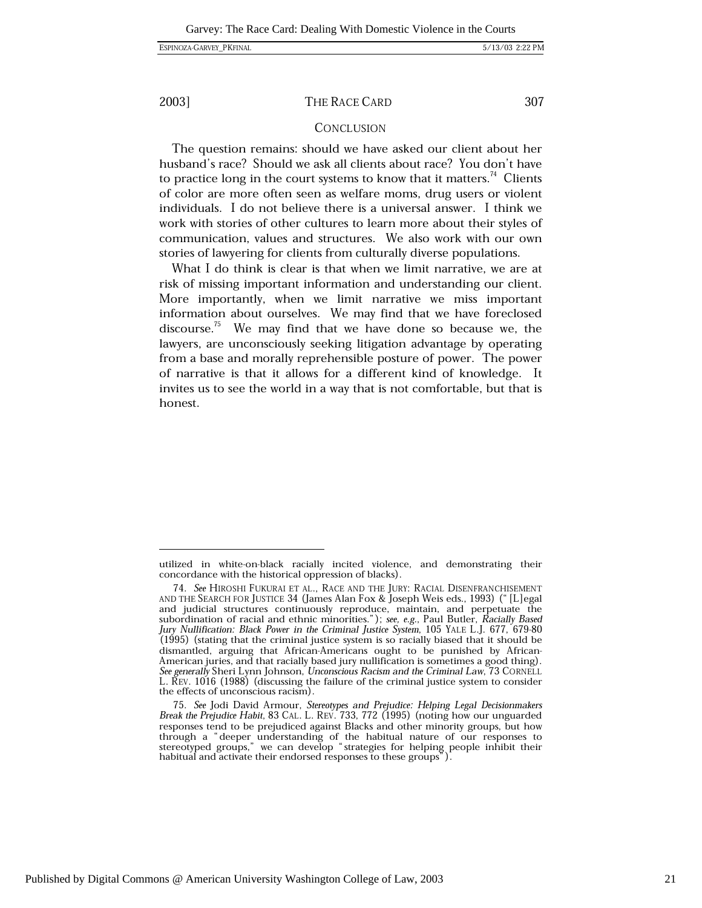## CONCLUSION

The question remains: should we have asked our client about her husband's race? Should we ask all clients about race? You don't have to practice long in the court systems to know that it matters.[74] Clients of color are more often seen as welfare moms, drug users or violent individuals. I do not believe there is a universal answer. I think we work with stories of other cultures to learn more about their styles of communication, values and structures. We also work with our own stories of lawyering for clients from culturally diverse populations.

What I do think is clear is that when we limit narrative, we are at risk of missing important information and understanding our client. More importantly, when we limit narrative we miss important information about ourselves. We may find that we have foreclosed discourse.[75] We may find that we have done so because we, the lawyers, are unconsciously seeking litigation advantage by operating from a base and morally reprehensible posture of power. The power of narrative is that it allows for a different kind of knowledge. It invites us to see the world in a way that is not comfortable, but that is honest.

---

utilized in white-on-black racially incited violence, and demonstrating their concordance with the historical oppression of blacks).

74. *See* HIROSHI FUKURAI ET AL., RACE AND THE JURY: RACIAL DISENFRANCHISEMENT AND THE SEARCH FOR JUSTICE 34 (James Alan Fox & Joseph Weis eds., 1993) ("[L]egal and judicial structures continuously reproduce, maintain, and perpetuate the subordination of racial and ethnic minorities."); *see, e.g.*, Paul Butler, *Racially Based Jury Nullification: Black Power in the Criminal Justice System*, 105 YALE L.J. 677, 679-80 (1995) (stating that the criminal justice system is so racially biased that it should be dismantled, arguing that African-Americans ought to be punished by African-American juries, and that racially based jury nullification is sometimes a good thing). *See generally* Sheri Lynn Johnson, *Unconscious Racism and the Criminal Law*, 73 CORNELL L. REV. 1016 (1988) (discussing the failure of the criminal justice system to consider the effects of unconscious racism).

75. *See* Jodi David Armour, *Stereotypes and Prejudice: Helping Legal Decisionmakers Break the Prejudice Habit*, 83 CAL. L. REV. 733, 772 (1995) (noting how our unguarded responses tend to be prejudiced against Blacks and other minority groups, but how through a "deeper understanding of the habitual nature of our responses to stereotyped groups," we can develop "strategies for helping people inhibit their habitual and activate their endorsed responses to these groups").